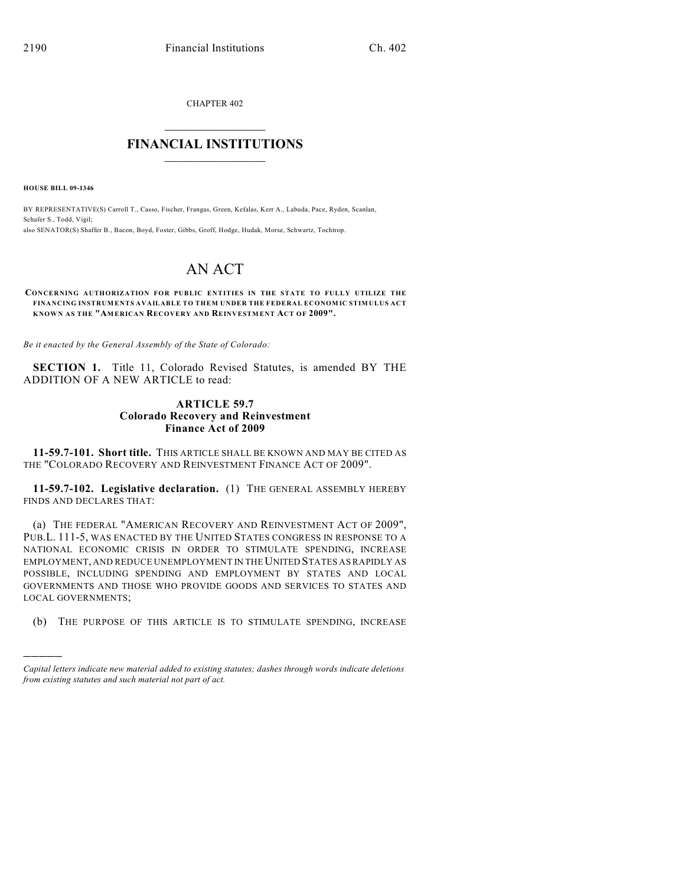CHAPTER 402

# FINANCIAL INSTITUTIONS

**HOUSE BILL 09-1346**

BY REPRESENTATIVE(S) Carroll T., Casso, Fischer, Frangas, Green, Kefalas, Kerr A., Labuda, Pace, Ryden, Scanlan, Schafer S., Todd, Vigil;
also SENATOR(S) Shaffer B., Bacon, Boyd, Foster, Gibbs, Groff, Hodge, Hudak, Morse, Schwartz, Tochtrop.

# AN ACT

**CONCERNING AUTHORIZATION FOR PUBLIC ENTITIES IN THE STATE TO FULLY UTILIZE THE FINANCING INSTRUMENTS AVAILABLE TO THEM UNDER THE FEDERAL ECONOMIC STIMULUS ACT KNOWN AS THE "AMERICAN RECOVERY AND REINVESTMENT ACT OF 2009".**

*Be it enacted by the General Assembly of the State of Colorado:*

**SECTION 1.** Title 11, Colorado Revised Statutes, is amended BY THE ADDITION OF A NEW ARTICLE to read:

## ARTICLE 59.7
## Colorado Recovery and Reinvestment Finance Act of 2009

**11-59.7-101. Short title.** THIS ARTICLE SHALL BE KNOWN AND MAY BE CITED AS THE "COLORADO RECOVERY AND REINVESTMENT FINANCE ACT OF 2009".

**11-59.7-102. Legislative declaration.** (1) THE GENERAL ASSEMBLY HEREBY FINDS AND DECLARES THAT:

(a) THE FEDERAL "AMERICAN RECOVERY AND REINVESTMENT ACT OF 2009", PUB.L. 111-5, WAS ENACTED BY THE UNITED STATES CONGRESS IN RESPONSE TO A NATIONAL ECONOMIC CRISIS IN ORDER TO STIMULATE SPENDING, INCREASE EMPLOYMENT, AND REDUCE UNEMPLOYMENT IN THE UNITED STATES AS RAPIDLY AS POSSIBLE, INCLUDING SPENDING AND EMPLOYMENT BY STATES AND LOCAL GOVERNMENTS AND THOSE WHO PROVIDE GOODS AND SERVICES TO STATES AND LOCAL GOVERNMENTS;

(b) THE PURPOSE OF THIS ARTICLE IS TO STIMULATE SPENDING, INCREASE

---

*Capital letters indicate new material added to existing statutes; dashes through words indicate deletions from existing statutes and such material not part of act.*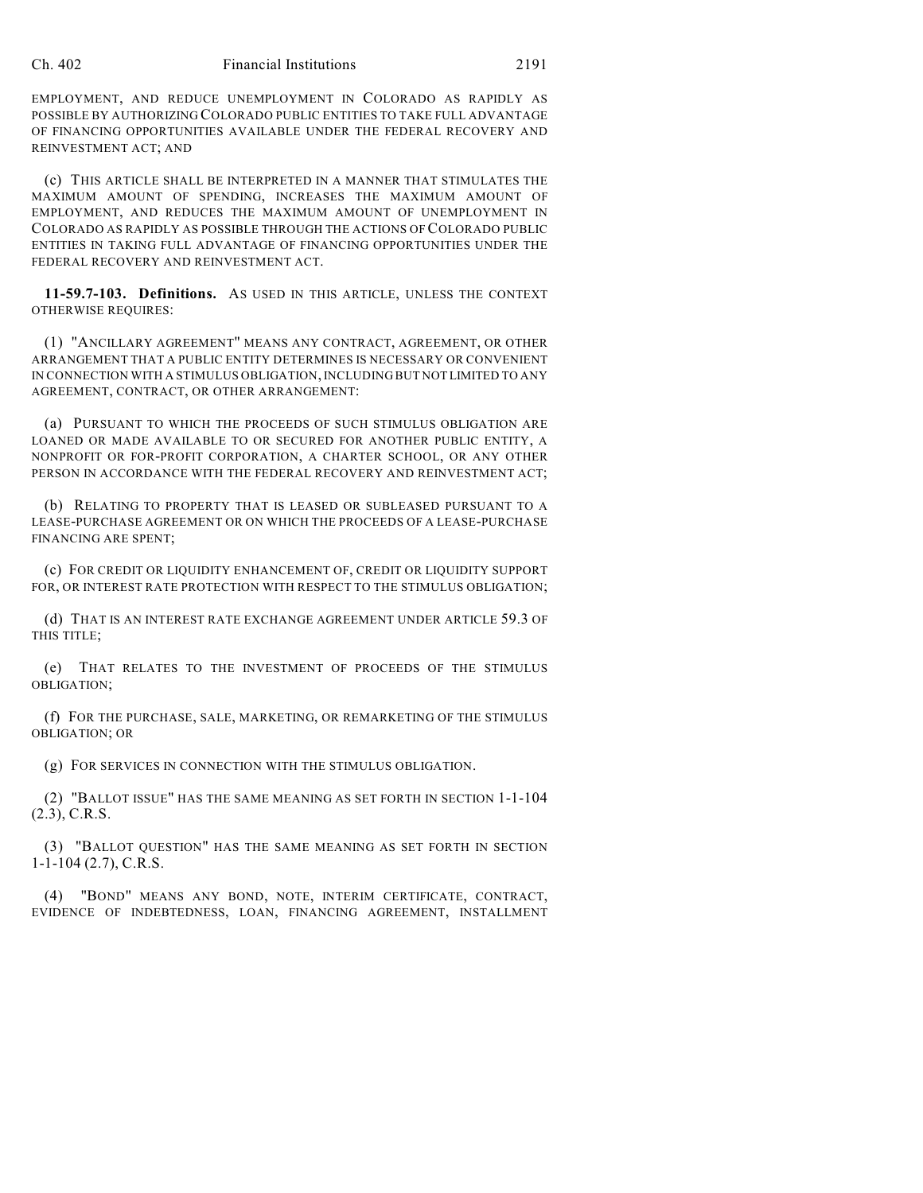EMPLOYMENT, AND REDUCE UNEMPLOYMENT IN COLORADO AS RAPIDLY AS POSSIBLE BY AUTHORIZING COLORADO PUBLIC ENTITIES TO TAKE FULL ADVANTAGE OF FINANCING OPPORTUNITIES AVAILABLE UNDER THE FEDERAL RECOVERY AND REINVESTMENT ACT; AND

(c) THIS ARTICLE SHALL BE INTERPRETED IN A MANNER THAT STIMULATES THE MAXIMUM AMOUNT OF SPENDING, INCREASES THE MAXIMUM AMOUNT OF EMPLOYMENT, AND REDUCES THE MAXIMUM AMOUNT OF UNEMPLOYMENT IN COLORADO AS RAPIDLY AS POSSIBLE THROUGH THE ACTIONS OF COLORADO PUBLIC ENTITIES IN TAKING FULL ADVANTAGE OF FINANCING OPPORTUNITIES UNDER THE FEDERAL RECOVERY AND REINVESTMENT ACT.

**11-59.7-103. Definitions.** AS USED IN THIS ARTICLE, UNLESS THE CONTEXT OTHERWISE REQUIRES:

(1) "ANCILLARY AGREEMENT" MEANS ANY CONTRACT, AGREEMENT, OR OTHER ARRANGEMENT THAT A PUBLIC ENTITY DETERMINES IS NECESSARY OR CONVENIENT IN CONNECTION WITH A STIMULUS OBLIGATION, INCLUDING BUT NOT LIMITED TO ANY AGREEMENT, CONTRACT, OR OTHER ARRANGEMENT:

(a) PURSUANT TO WHICH THE PROCEEDS OF SUCH STIMULUS OBLIGATION ARE LOANED OR MADE AVAILABLE TO OR SECURED FOR ANOTHER PUBLIC ENTITY, A NONPROFIT OR FOR-PROFIT CORPORATION, A CHARTER SCHOOL, OR ANY OTHER PERSON IN ACCORDANCE WITH THE FEDERAL RECOVERY AND REINVESTMENT ACT;

(b) RELATING TO PROPERTY THAT IS LEASED OR SUBLEASED PURSUANT TO A LEASE-PURCHASE AGREEMENT OR ON WHICH THE PROCEEDS OF A LEASE-PURCHASE FINANCING ARE SPENT;

(c) FOR CREDIT OR LIQUIDITY ENHANCEMENT OF, CREDIT OR LIQUIDITY SUPPORT FOR, OR INTEREST RATE PROTECTION WITH RESPECT TO THE STIMULUS OBLIGATION;

(d) THAT IS AN INTEREST RATE EXCHANGE AGREEMENT UNDER ARTICLE 59.3 OF THIS TITLE;

(e) THAT RELATES TO THE INVESTMENT OF PROCEEDS OF THE STIMULUS OBLIGATION;

(f) FOR THE PURCHASE, SALE, MARKETING, OR REMARKETING OF THE STIMULUS OBLIGATION; OR

(g) FOR SERVICES IN CONNECTION WITH THE STIMULUS OBLIGATION.

(2) "BALLOT ISSUE" HAS THE SAME MEANING AS SET FORTH IN SECTION 1-1-104 (2.3), C.R.S.

(3) "BALLOT QUESTION" HAS THE SAME MEANING AS SET FORTH IN SECTION 1-1-104 (2.7), C.R.S.

(4) "BOND" MEANS ANY BOND, NOTE, INTERIM CERTIFICATE, CONTRACT, EVIDENCE OF INDEBTEDNESS, LOAN, FINANCING AGREEMENT, INSTALLMENT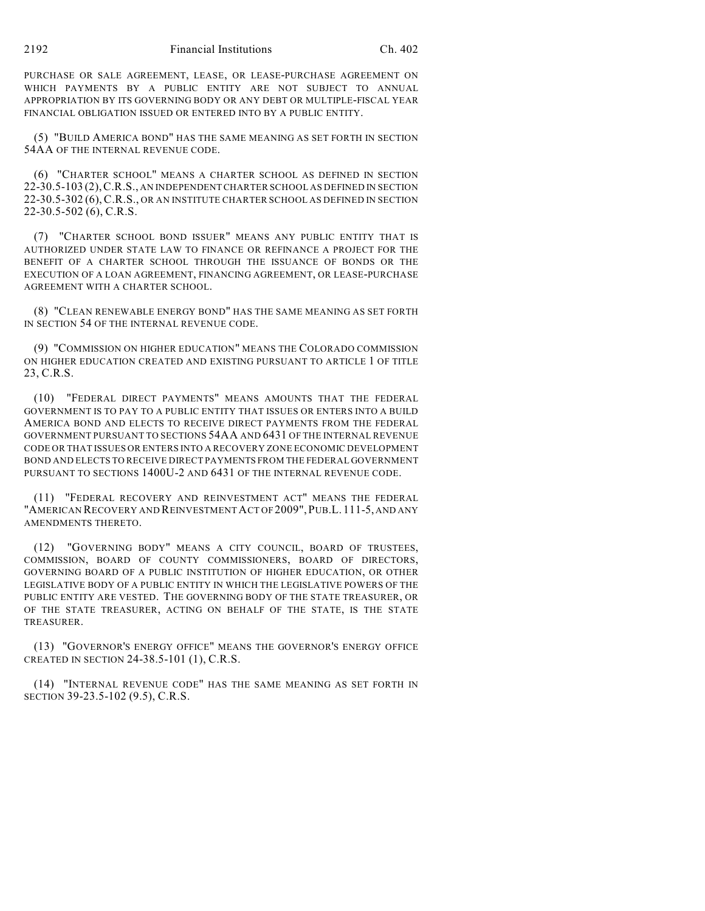PURCHASE OR SALE AGREEMENT, LEASE, OR LEASE-PURCHASE AGREEMENT ON WHICH PAYMENTS BY A PUBLIC ENTITY ARE NOT SUBJECT TO ANNUAL APPROPRIATION BY ITS GOVERNING BODY OR ANY DEBT OR MULTIPLE-FISCAL YEAR FINANCIAL OBLIGATION ISSUED OR ENTERED INTO BY A PUBLIC ENTITY.

(5) "BUILD AMERICA BOND" HAS THE SAME MEANING AS SET FORTH IN SECTION 54AA OF THE INTERNAL REVENUE CODE.

(6) "CHARTER SCHOOL" MEANS A CHARTER SCHOOL AS DEFINED IN SECTION 22-30.5-103 (2), C.R.S., AN INDEPENDENT CHARTER SCHOOL AS DEFINED IN SECTION 22-30.5-302 (6), C.R.S., OR AN INSTITUTE CHARTER SCHOOL AS DEFINED IN SECTION 22-30.5-502 (6), C.R.S.

(7) "CHARTER SCHOOL BOND ISSUER" MEANS ANY PUBLIC ENTITY THAT IS AUTHORIZED UNDER STATE LAW TO FINANCE OR REFINANCE A PROJECT FOR THE BENEFIT OF A CHARTER SCHOOL THROUGH THE ISSUANCE OF BONDS OR THE EXECUTION OF A LOAN AGREEMENT, FINANCING AGREEMENT, OR LEASE-PURCHASE AGREEMENT WITH A CHARTER SCHOOL.

(8) "CLEAN RENEWABLE ENERGY BOND" HAS THE SAME MEANING AS SET FORTH IN SECTION 54 OF THE INTERNAL REVENUE CODE.

(9) "COMMISSION ON HIGHER EDUCATION" MEANS THE COLORADO COMMISSION ON HIGHER EDUCATION CREATED AND EXISTING PURSUANT TO ARTICLE 1 OF TITLE 23, C.R.S.

(10) "FEDERAL DIRECT PAYMENTS" MEANS AMOUNTS THAT THE FEDERAL GOVERNMENT IS TO PAY TO A PUBLIC ENTITY THAT ISSUES OR ENTERS INTO A BUILD AMERICA BOND AND ELECTS TO RECEIVE DIRECT PAYMENTS FROM THE FEDERAL GOVERNMENT PURSUANT TO SECTIONS 54AA AND 6431 OF THE INTERNAL REVENUE CODE OR THAT ISSUES OR ENTERS INTO A RECOVERY ZONE ECONOMIC DEVELOPMENT BOND AND ELECTS TO RECEIVE DIRECT PAYMENTS FROM THE FEDERAL GOVERNMENT PURSUANT TO SECTIONS 1400U-2 AND 6431 OF THE INTERNAL REVENUE CODE.

(11) "FEDERAL RECOVERY AND REINVESTMENT ACT" MEANS THE FEDERAL "AMERICAN RECOVERY AND REINVESTMENT ACT OF 2009", PUB.L. 111-5, AND ANY AMENDMENTS THERETO.

(12) "GOVERNING BODY" MEANS A CITY COUNCIL, BOARD OF TRUSTEES, COMMISSION, BOARD OF COUNTY COMMISSIONERS, BOARD OF DIRECTORS, GOVERNING BOARD OF A PUBLIC INSTITUTION OF HIGHER EDUCATION, OR OTHER LEGISLATIVE BODY OF A PUBLIC ENTITY IN WHICH THE LEGISLATIVE POWERS OF THE PUBLIC ENTITY ARE VESTED. THE GOVERNING BODY OF THE STATE TREASURER, OR OF THE STATE TREASURER, ACTING ON BEHALF OF THE STATE, IS THE STATE TREASURER.

(13) "GOVERNOR'S ENERGY OFFICE" MEANS THE GOVERNOR'S ENERGY OFFICE CREATED IN SECTION 24-38.5-101 (1), C.R.S.

(14) "INTERNAL REVENUE CODE" HAS THE SAME MEANING AS SET FORTH IN SECTION 39-23.5-102 (9.5), C.R.S.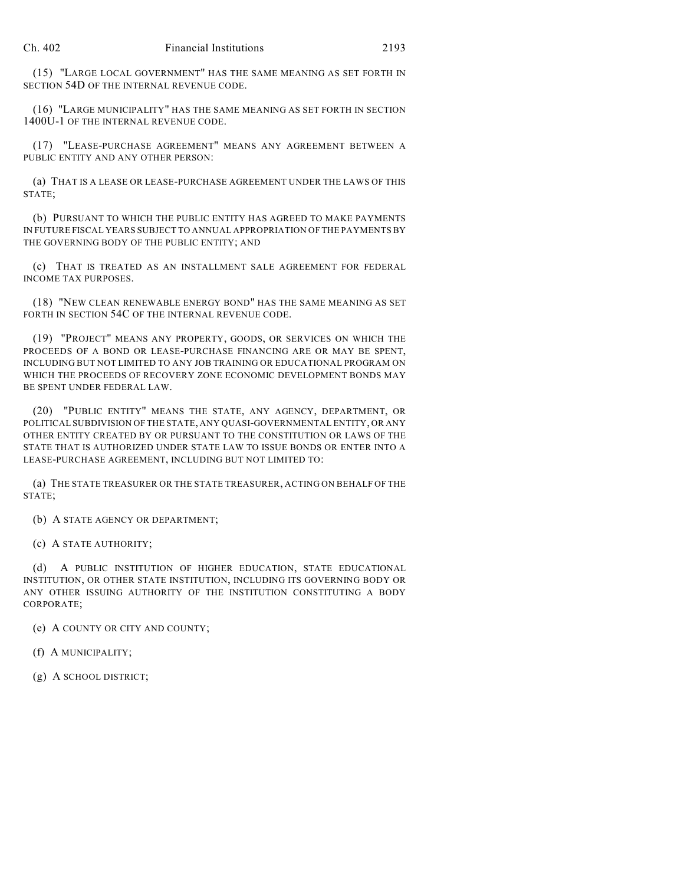(15) "LARGE LOCAL GOVERNMENT" HAS THE SAME MEANING AS SET FORTH IN SECTION 54D OF THE INTERNAL REVENUE CODE.

(16) "LARGE MUNICIPALITY" HAS THE SAME MEANING AS SET FORTH IN SECTION 1400U-1 OF THE INTERNAL REVENUE CODE.

(17) "LEASE-PURCHASE AGREEMENT" MEANS ANY AGREEMENT BETWEEN A PUBLIC ENTITY AND ANY OTHER PERSON:

(a) THAT IS A LEASE OR LEASE-PURCHASE AGREEMENT UNDER THE LAWS OF THIS STATE;

(b) PURSUANT TO WHICH THE PUBLIC ENTITY HAS AGREED TO MAKE PAYMENTS IN FUTURE FISCAL YEARS SUBJECT TO ANNUAL APPROPRIATION OF THE PAYMENTS BY THE GOVERNING BODY OF THE PUBLIC ENTITY; AND

(c) THAT IS TREATED AS AN INSTALLMENT SALE AGREEMENT FOR FEDERAL INCOME TAX PURPOSES.

(18) "NEW CLEAN RENEWABLE ENERGY BOND" HAS THE SAME MEANING AS SET FORTH IN SECTION 54C OF THE INTERNAL REVENUE CODE.

(19) "PROJECT" MEANS ANY PROPERTY, GOODS, OR SERVICES ON WHICH THE PROCEEDS OF A BOND OR LEASE-PURCHASE FINANCING ARE OR MAY BE SPENT, INCLUDING BUT NOT LIMITED TO ANY JOB TRAINING OR EDUCATIONAL PROGRAM ON WHICH THE PROCEEDS OF RECOVERY ZONE ECONOMIC DEVELOPMENT BONDS MAY BE SPENT UNDER FEDERAL LAW.

(20) "PUBLIC ENTITY" MEANS THE STATE, ANY AGENCY, DEPARTMENT, OR POLITICAL SUBDIVISION OF THE STATE, ANY QUASI-GOVERNMENTAL ENTITY, OR ANY OTHER ENTITY CREATED BY OR PURSUANT TO THE CONSTITUTION OR LAWS OF THE STATE THAT IS AUTHORIZED UNDER STATE LAW TO ISSUE BONDS OR ENTER INTO A LEASE-PURCHASE AGREEMENT, INCLUDING BUT NOT LIMITED TO:

(a) THE STATE TREASURER OR THE STATE TREASURER, ACTING ON BEHALF OF THE STATE;

(b) A STATE AGENCY OR DEPARTMENT;

(c) A STATE AUTHORITY;

(d) A PUBLIC INSTITUTION OF HIGHER EDUCATION, STATE EDUCATIONAL INSTITUTION, OR OTHER STATE INSTITUTION, INCLUDING ITS GOVERNING BODY OR ANY OTHER ISSUING AUTHORITY OF THE INSTITUTION CONSTITUTING A BODY CORPORATE;

(e) A COUNTY OR CITY AND COUNTY;

(f) A MUNICIPALITY;

(g) A SCHOOL DISTRICT;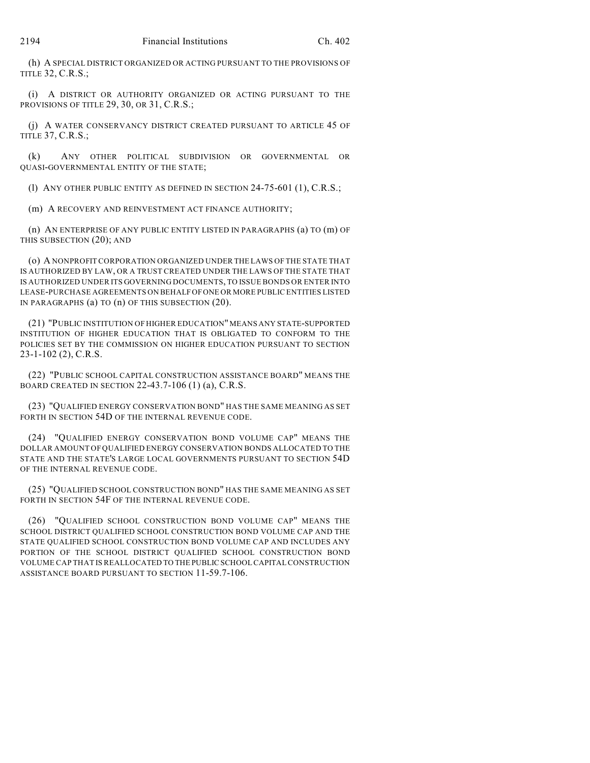(h) A SPECIAL DISTRICT ORGANIZED OR ACTING PURSUANT TO THE PROVISIONS OF TITLE 32, C.R.S.;

(i) A DISTRICT OR AUTHORITY ORGANIZED OR ACTING PURSUANT TO THE PROVISIONS OF TITLE 29, 30, OR 31, C.R.S.;

(j) A WATER CONSERVANCY DISTRICT CREATED PURSUANT TO ARTICLE 45 OF TITLE 37, C.R.S.;

(k) ANY OTHER POLITICAL SUBDIVISION OR GOVERNMENTAL OR QUASI-GOVERNMENTAL ENTITY OF THE STATE;

(l) ANY OTHER PUBLIC ENTITY AS DEFINED IN SECTION 24-75-601 (1), C.R.S.;

(m) A RECOVERY AND REINVESTMENT ACT FINANCE AUTHORITY;

(n) AN ENTERPRISE OF ANY PUBLIC ENTITY LISTED IN PARAGRAPHS (a) TO (m) OF THIS SUBSECTION (20); AND

(o) A NONPROFIT CORPORATION ORGANIZED UNDER THE LAWS OF THE STATE THAT IS AUTHORIZED BY LAW, OR A TRUST CREATED UNDER THE LAWS OF THE STATE THAT IS AUTHORIZED UNDER ITS GOVERNING DOCUMENTS, TO ISSUE BONDS OR ENTER INTO LEASE-PURCHASE AGREEMENTS ON BEHALF OF ONE OR MORE PUBLIC ENTITIES LISTED IN PARAGRAPHS (a) TO (n) OF THIS SUBSECTION (20).

(21) "PUBLIC INSTITUTION OF HIGHER EDUCATION" MEANS ANY STATE-SUPPORTED INSTITUTION OF HIGHER EDUCATION THAT IS OBLIGATED TO CONFORM TO THE POLICIES SET BY THE COMMISSION ON HIGHER EDUCATION PURSUANT TO SECTION 23-1-102 (2), C.R.S.

(22) "PUBLIC SCHOOL CAPITAL CONSTRUCTION ASSISTANCE BOARD" MEANS THE BOARD CREATED IN SECTION 22-43.7-106 (1) (a), C.R.S.

(23) "QUALIFIED ENERGY CONSERVATION BOND" HAS THE SAME MEANING AS SET FORTH IN SECTION 54D OF THE INTERNAL REVENUE CODE.

(24) "QUALIFIED ENERGY CONSERVATION BOND VOLUME CAP" MEANS THE DOLLAR AMOUNT OF QUALIFIED ENERGY CONSERVATION BONDS ALLOCATED TO THE STATE AND THE STATE'S LARGE LOCAL GOVERNMENTS PURSUANT TO SECTION 54D OF THE INTERNAL REVENUE CODE.

(25) "QUALIFIED SCHOOL CONSTRUCTION BOND" HAS THE SAME MEANING AS SET FORTH IN SECTION 54F OF THE INTERNAL REVENUE CODE.

(26) "QUALIFIED SCHOOL CONSTRUCTION BOND VOLUME CAP" MEANS THE SCHOOL DISTRICT QUALIFIED SCHOOL CONSTRUCTION BOND VOLUME CAP AND THE STATE QUALIFIED SCHOOL CONSTRUCTION BOND VOLUME CAP AND INCLUDES ANY PORTION OF THE SCHOOL DISTRICT QUALIFIED SCHOOL CONSTRUCTION BOND VOLUME CAP THAT IS REALLOCATED TO THE PUBLIC SCHOOL CAPITAL CONSTRUCTION ASSISTANCE BOARD PURSUANT TO SECTION 11-59.7-106.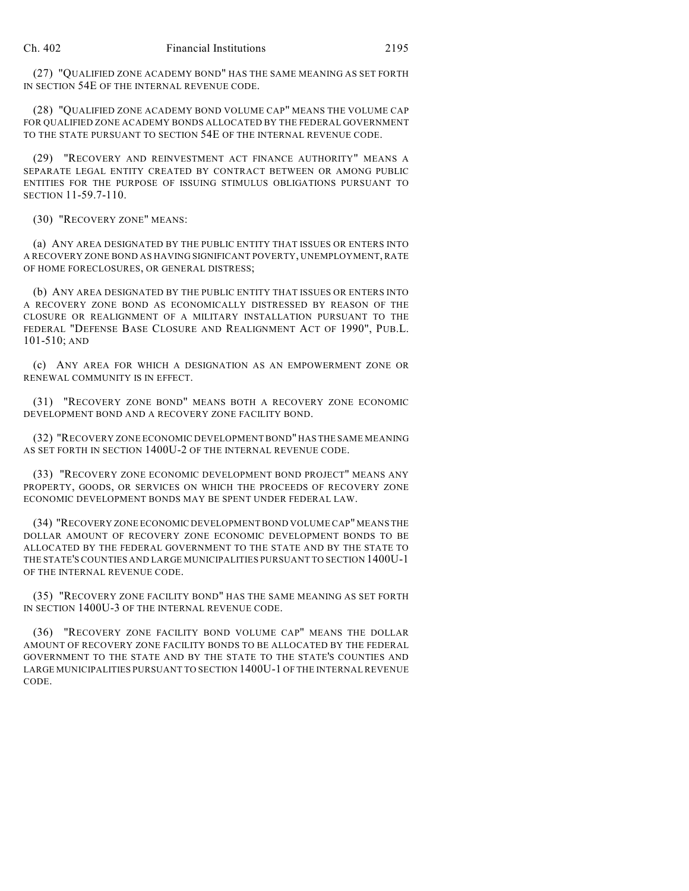(27) "QUALIFIED ZONE ACADEMY BOND" HAS THE SAME MEANING AS SET FORTH IN SECTION 54E OF THE INTERNAL REVENUE CODE.

(28) "QUALIFIED ZONE ACADEMY BOND VOLUME CAP" MEANS THE VOLUME CAP FOR QUALIFIED ZONE ACADEMY BONDS ALLOCATED BY THE FEDERAL GOVERNMENT TO THE STATE PURSUANT TO SECTION 54E OF THE INTERNAL REVENUE CODE.

(29) "RECOVERY AND REINVESTMENT ACT FINANCE AUTHORITY" MEANS A SEPARATE LEGAL ENTITY CREATED BY CONTRACT BETWEEN OR AMONG PUBLIC ENTITIES FOR THE PURPOSE OF ISSUING STIMULUS OBLIGATIONS PURSUANT TO SECTION 11-59.7-110.

(30) "RECOVERY ZONE" MEANS:

(a) ANY AREA DESIGNATED BY THE PUBLIC ENTITY THAT ISSUES OR ENTERS INTO A RECOVERY ZONE BOND AS HAVING SIGNIFICANT POVERTY, UNEMPLOYMENT, RATE OF HOME FORECLOSURES, OR GENERAL DISTRESS;

(b) ANY AREA DESIGNATED BY THE PUBLIC ENTITY THAT ISSUES OR ENTERS INTO A RECOVERY ZONE BOND AS ECONOMICALLY DISTRESSED BY REASON OF THE CLOSURE OR REALIGNMENT OF A MILITARY INSTALLATION PURSUANT TO THE FEDERAL "DEFENSE BASE CLOSURE AND REALIGNMENT ACT OF 1990", PUB.L. 101-510; AND

(c) ANY AREA FOR WHICH A DESIGNATION AS AN EMPOWERMENT ZONE OR RENEWAL COMMUNITY IS IN EFFECT.

(31) "RECOVERY ZONE BOND" MEANS BOTH A RECOVERY ZONE ECONOMIC DEVELOPMENT BOND AND A RECOVERY ZONE FACILITY BOND.

(32) "RECOVERY ZONE ECONOMIC DEVELOPMENT BOND" HAS THE SAME MEANING AS SET FORTH IN SECTION 1400U-2 OF THE INTERNAL REVENUE CODE.

(33) "RECOVERY ZONE ECONOMIC DEVELOPMENT BOND PROJECT" MEANS ANY PROPERTY, GOODS, OR SERVICES ON WHICH THE PROCEEDS OF RECOVERY ZONE ECONOMIC DEVELOPMENT BONDS MAY BE SPENT UNDER FEDERAL LAW.

(34) "RECOVERY ZONE ECONOMIC DEVELOPMENT BOND VOLUME CAP" MEANS THE DOLLAR AMOUNT OF RECOVERY ZONE ECONOMIC DEVELOPMENT BONDS TO BE ALLOCATED BY THE FEDERAL GOVERNMENT TO THE STATE AND BY THE STATE TO THE STATE'S COUNTIES AND LARGE MUNICIPALITIES PURSUANT TO SECTION 1400U-1 OF THE INTERNAL REVENUE CODE.

(35) "RECOVERY ZONE FACILITY BOND" HAS THE SAME MEANING AS SET FORTH IN SECTION 1400U-3 OF THE INTERNAL REVENUE CODE.

(36) "RECOVERY ZONE FACILITY BOND VOLUME CAP" MEANS THE DOLLAR AMOUNT OF RECOVERY ZONE FACILITY BONDS TO BE ALLOCATED BY THE FEDERAL GOVERNMENT TO THE STATE AND BY THE STATE TO THE STATE'S COUNTIES AND LARGE MUNICIPALITIES PURSUANT TO SECTION 1400U-1 OF THE INTERNAL REVENUE CODE.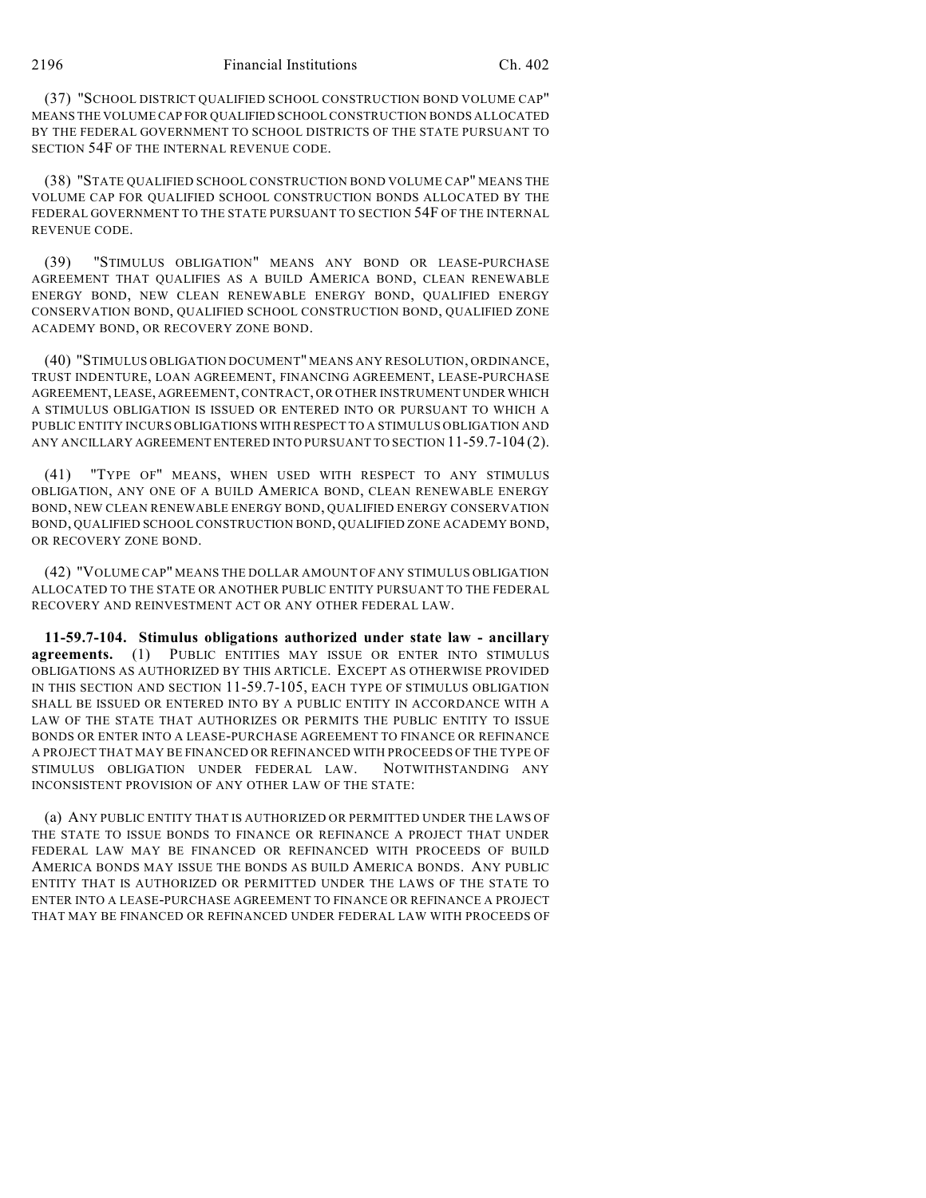(37) "SCHOOL DISTRICT QUALIFIED SCHOOL CONSTRUCTION BOND VOLUME CAP" MEANS THE VOLUME CAP FOR QUALIFIED SCHOOL CONSTRUCTION BONDS ALLOCATED BY THE FEDERAL GOVERNMENT TO SCHOOL DISTRICTS OF THE STATE PURSUANT TO SECTION 54F OF THE INTERNAL REVENUE CODE.

(38) "STATE QUALIFIED SCHOOL CONSTRUCTION BOND VOLUME CAP" MEANS THE VOLUME CAP FOR QUALIFIED SCHOOL CONSTRUCTION BONDS ALLOCATED BY THE FEDERAL GOVERNMENT TO THE STATE PURSUANT TO SECTION 54F OF THE INTERNAL REVENUE CODE.

(39) "STIMULUS OBLIGATION" MEANS ANY BOND OR LEASE-PURCHASE AGREEMENT THAT QUALIFIES AS A BUILD AMERICA BOND, CLEAN RENEWABLE ENERGY BOND, NEW CLEAN RENEWABLE ENERGY BOND, QUALIFIED ENERGY CONSERVATION BOND, QUALIFIED SCHOOL CONSTRUCTION BOND, QUALIFIED ZONE ACADEMY BOND, OR RECOVERY ZONE BOND.

(40) "STIMULUS OBLIGATION DOCUMENT" MEANS ANY RESOLUTION, ORDINANCE, TRUST INDENTURE, LOAN AGREEMENT, FINANCING AGREEMENT, LEASE-PURCHASE AGREEMENT, LEASE, AGREEMENT, CONTRACT, OR OTHER INSTRUMENT UNDER WHICH A STIMULUS OBLIGATION IS ISSUED OR ENTERED INTO OR PURSUANT TO WHICH A PUBLIC ENTITY INCURS OBLIGATIONS WITH RESPECT TO A STIMULUS OBLIGATION AND ANY ANCILLARY AGREEMENT ENTERED INTO PURSUANT TO SECTION 11-59.7-104 (2).

(41) "TYPE OF" MEANS, WHEN USED WITH RESPECT TO ANY STIMULUS OBLIGATION, ANY ONE OF A BUILD AMERICA BOND, CLEAN RENEWABLE ENERGY BOND, NEW CLEAN RENEWABLE ENERGY BOND, QUALIFIED ENERGY CONSERVATION BOND, QUALIFIED SCHOOL CONSTRUCTION BOND, QUALIFIED ZONE ACADEMY BOND, OR RECOVERY ZONE BOND.

(42) "VOLUME CAP" MEANS THE DOLLAR AMOUNT OF ANY STIMULUS OBLIGATION ALLOCATED TO THE STATE OR ANOTHER PUBLIC ENTITY PURSUANT TO THE FEDERAL RECOVERY AND REINVESTMENT ACT OR ANY OTHER FEDERAL LAW.

**11-59.7-104. Stimulus obligations authorized under state law - ancillary agreements.** (1) PUBLIC ENTITIES MAY ISSUE OR ENTER INTO STIMULUS OBLIGATIONS AS AUTHORIZED BY THIS ARTICLE. EXCEPT AS OTHERWISE PROVIDED IN THIS SECTION AND SECTION 11-59.7-105, EACH TYPE OF STIMULUS OBLIGATION SHALL BE ISSUED OR ENTERED INTO BY A PUBLIC ENTITY IN ACCORDANCE WITH A LAW OF THE STATE THAT AUTHORIZES OR PERMITS THE PUBLIC ENTITY TO ISSUE BONDS OR ENTER INTO A LEASE-PURCHASE AGREEMENT TO FINANCE OR REFINANCE A PROJECT THAT MAY BE FINANCED OR REFINANCED WITH PROCEEDS OF THE TYPE OF STIMULUS OBLIGATION UNDER FEDERAL LAW. NOTWITHSTANDING ANY INCONSISTENT PROVISION OF ANY OTHER LAW OF THE STATE:

(a) ANY PUBLIC ENTITY THAT IS AUTHORIZED OR PERMITTED UNDER THE LAWS OF THE STATE TO ISSUE BONDS TO FINANCE OR REFINANCE A PROJECT THAT UNDER FEDERAL LAW MAY BE FINANCED OR REFINANCED WITH PROCEEDS OF BUILD AMERICA BONDS MAY ISSUE THE BONDS AS BUILD AMERICA BONDS. ANY PUBLIC ENTITY THAT IS AUTHORIZED OR PERMITTED UNDER THE LAWS OF THE STATE TO ENTER INTO A LEASE-PURCHASE AGREEMENT TO FINANCE OR REFINANCE A PROJECT THAT MAY BE FINANCED OR REFINANCED UNDER FEDERAL LAW WITH PROCEEDS OF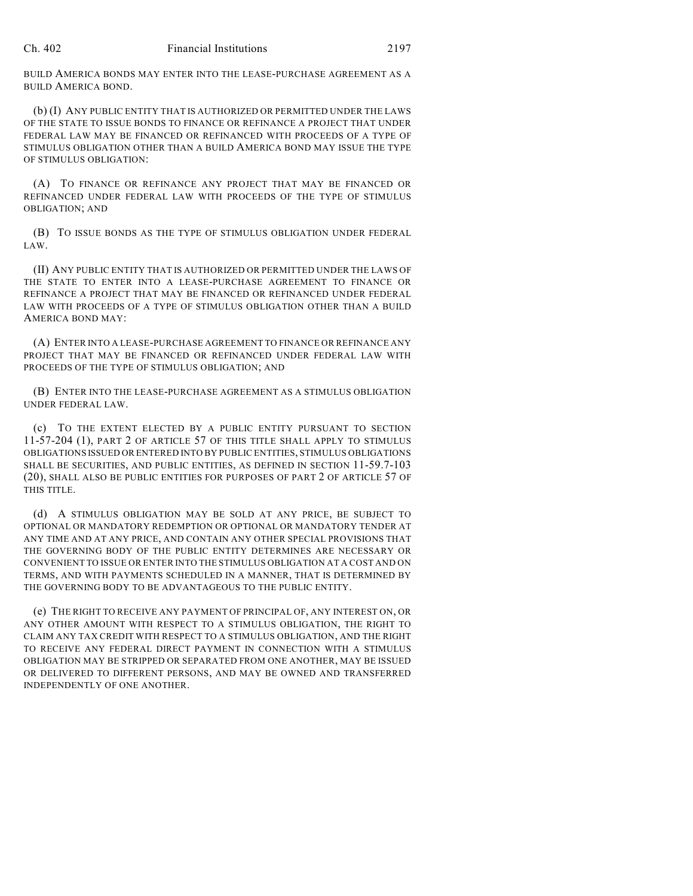BUILD AMERICA BONDS MAY ENTER INTO THE LEASE-PURCHASE AGREEMENT AS A BUILD AMERICA BOND.

(b) (I) ANY PUBLIC ENTITY THAT IS AUTHORIZED OR PERMITTED UNDER THE LAWS OF THE STATE TO ISSUE BONDS TO FINANCE OR REFINANCE A PROJECT THAT UNDER FEDERAL LAW MAY BE FINANCED OR REFINANCED WITH PROCEEDS OF A TYPE OF STIMULUS OBLIGATION OTHER THAN A BUILD AMERICA BOND MAY ISSUE THE TYPE OF STIMULUS OBLIGATION:

(A) TO FINANCE OR REFINANCE ANY PROJECT THAT MAY BE FINANCED OR REFINANCED UNDER FEDERAL LAW WITH PROCEEDS OF THE TYPE OF STIMULUS OBLIGATION; AND

(B) TO ISSUE BONDS AS THE TYPE OF STIMULUS OBLIGATION UNDER FEDERAL LAW.

(II) ANY PUBLIC ENTITY THAT IS AUTHORIZED OR PERMITTED UNDER THE LAWS OF THE STATE TO ENTER INTO A LEASE-PURCHASE AGREEMENT TO FINANCE OR REFINANCE A PROJECT THAT MAY BE FINANCED OR REFINANCED UNDER FEDERAL LAW WITH PROCEEDS OF A TYPE OF STIMULUS OBLIGATION OTHER THAN A BUILD AMERICA BOND MAY:

(A) ENTER INTO A LEASE-PURCHASE AGREEMENT TO FINANCE OR REFINANCE ANY PROJECT THAT MAY BE FINANCED OR REFINANCED UNDER FEDERAL LAW WITH PROCEEDS OF THE TYPE OF STIMULUS OBLIGATION; AND

(B) ENTER INTO THE LEASE-PURCHASE AGREEMENT AS A STIMULUS OBLIGATION UNDER FEDERAL LAW.

(c) TO THE EXTENT ELECTED BY A PUBLIC ENTITY PURSUANT TO SECTION 11-57-204 (1), PART 2 OF ARTICLE 57 OF THIS TITLE SHALL APPLY TO STIMULUS OBLIGATIONS ISSUED OR ENTERED INTO BY PUBLIC ENTITIES, STIMULUS OBLIGATIONS SHALL BE SECURITIES, AND PUBLIC ENTITIES, AS DEFINED IN SECTION 11-59.7-103 (20), SHALL ALSO BE PUBLIC ENTITIES FOR PURPOSES OF PART 2 OF ARTICLE 57 OF THIS TITLE.

(d) A STIMULUS OBLIGATION MAY BE SOLD AT ANY PRICE, BE SUBJECT TO OPTIONAL OR MANDATORY REDEMPTION OR OPTIONAL OR MANDATORY TENDER AT ANY TIME AND AT ANY PRICE, AND CONTAIN ANY OTHER SPECIAL PROVISIONS THAT THE GOVERNING BODY OF THE PUBLIC ENTITY DETERMINES ARE NECESSARY OR CONVENIENT TO ISSUE OR ENTER INTO THE STIMULUS OBLIGATION AT A COST AND ON TERMS, AND WITH PAYMENTS SCHEDULED IN A MANNER, THAT IS DETERMINED BY THE GOVERNING BODY TO BE ADVANTAGEOUS TO THE PUBLIC ENTITY.

(e) THE RIGHT TO RECEIVE ANY PAYMENT OF PRINCIPAL OF, ANY INTEREST ON, OR ANY OTHER AMOUNT WITH RESPECT TO A STIMULUS OBLIGATION, THE RIGHT TO CLAIM ANY TAX CREDIT WITH RESPECT TO A STIMULUS OBLIGATION, AND THE RIGHT TO RECEIVE ANY FEDERAL DIRECT PAYMENT IN CONNECTION WITH A STIMULUS OBLIGATION MAY BE STRIPPED OR SEPARATED FROM ONE ANOTHER, MAY BE ISSUED OR DELIVERED TO DIFFERENT PERSONS, AND MAY BE OWNED AND TRANSFERRED INDEPENDENTLY OF ONE ANOTHER.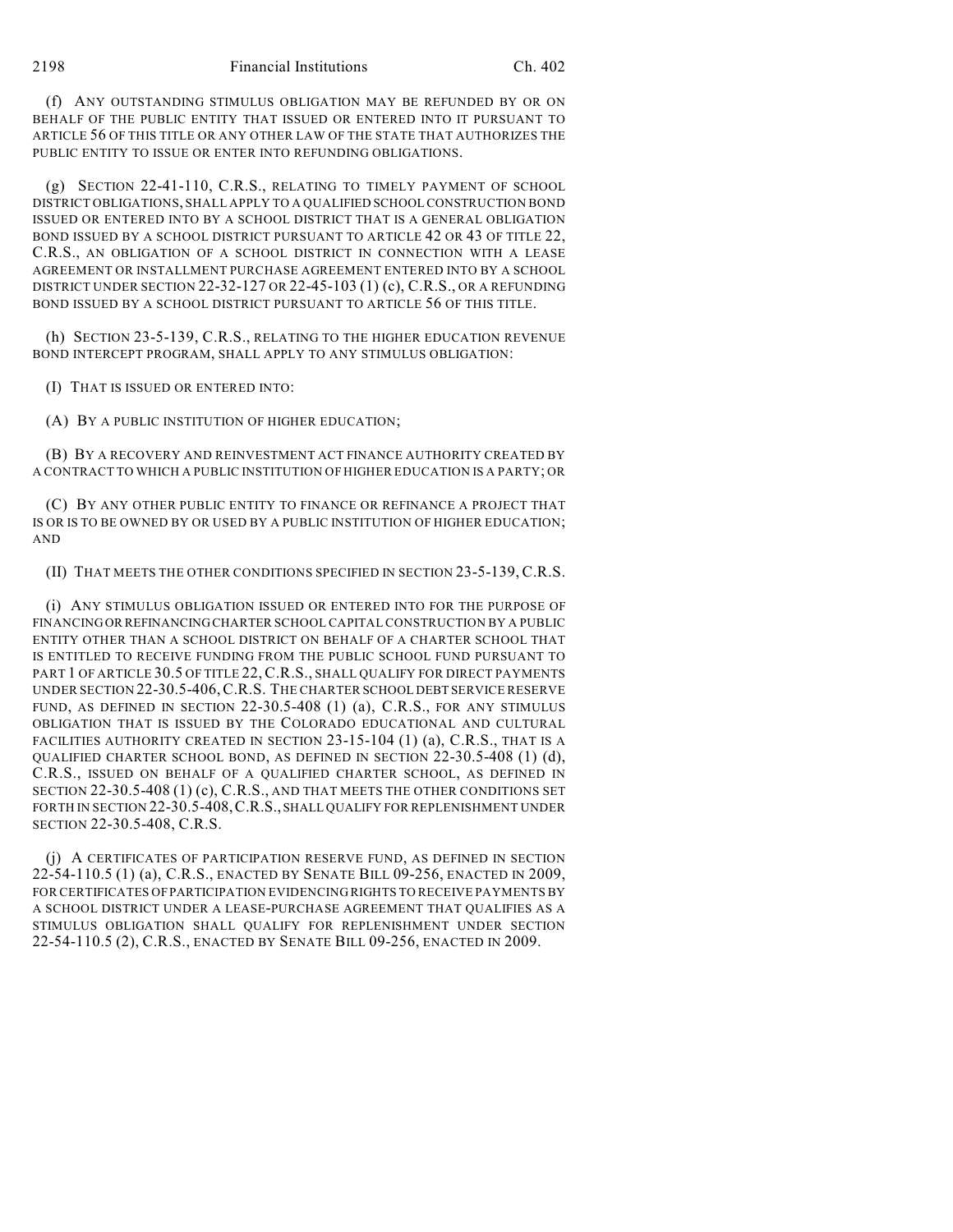(f) ANY OUTSTANDING STIMULUS OBLIGATION MAY BE REFUNDED BY OR ON BEHALF OF THE PUBLIC ENTITY THAT ISSUED OR ENTERED INTO IT PURSUANT TO ARTICLE 56 OF THIS TITLE OR ANY OTHER LAW OF THE STATE THAT AUTHORIZES THE PUBLIC ENTITY TO ISSUE OR ENTER INTO REFUNDING OBLIGATIONS.

(g) SECTION 22-41-110, C.R.S., RELATING TO TIMELY PAYMENT OF SCHOOL DISTRICT OBLIGATIONS, SHALL APPLY TO A QUALIFIED SCHOOL CONSTRUCTION BOND ISSUED OR ENTERED INTO BY A SCHOOL DISTRICT THAT IS A GENERAL OBLIGATION BOND ISSUED BY A SCHOOL DISTRICT PURSUANT TO ARTICLE 42 OR 43 OF TITLE 22, C.R.S., AN OBLIGATION OF A SCHOOL DISTRICT IN CONNECTION WITH A LEASE AGREEMENT OR INSTALLMENT PURCHASE AGREEMENT ENTERED INTO BY A SCHOOL DISTRICT UNDER SECTION 22-32-127 OR 22-45-103 (1) (c), C.R.S., OR A REFUNDING BOND ISSUED BY A SCHOOL DISTRICT PURSUANT TO ARTICLE 56 OF THIS TITLE.

(h) SECTION 23-5-139, C.R.S., RELATING TO THE HIGHER EDUCATION REVENUE BOND INTERCEPT PROGRAM, SHALL APPLY TO ANY STIMULUS OBLIGATION:

(I) THAT IS ISSUED OR ENTERED INTO:

(A) BY A PUBLIC INSTITUTION OF HIGHER EDUCATION;

(B) BY A RECOVERY AND REINVESTMENT ACT FINANCE AUTHORITY CREATED BY A CONTRACT TO WHICH A PUBLIC INSTITUTION OF HIGHER EDUCATION IS A PARTY; OR

(C) BY ANY OTHER PUBLIC ENTITY TO FINANCE OR REFINANCE A PROJECT THAT IS OR IS TO BE OWNED BY OR USED BY A PUBLIC INSTITUTION OF HIGHER EDUCATION; AND

(II) THAT MEETS THE OTHER CONDITIONS SPECIFIED IN SECTION 23-5-139, C.R.S.

(i) ANY STIMULUS OBLIGATION ISSUED OR ENTERED INTO FOR THE PURPOSE OF FINANCING OR REFINANCING CHARTER SCHOOL CAPITAL CONSTRUCTION BY A PUBLIC ENTITY OTHER THAN A SCHOOL DISTRICT ON BEHALF OF A CHARTER SCHOOL THAT IS ENTITLED TO RECEIVE FUNDING FROM THE PUBLIC SCHOOL FUND PURSUANT TO PART 1 OF ARTICLE 30.5 OF TITLE 22, C.R.S., SHALL QUALIFY FOR DIRECT PAYMENTS UNDER SECTION 22-30.5-406, C.R.S. THE CHARTER SCHOOL DEBT SERVICE RESERVE FUND, AS DEFINED IN SECTION 22-30.5-408 (1) (a), C.R.S., FOR ANY STIMULUS OBLIGATION THAT IS ISSUED BY THE COLORADO EDUCATIONAL AND CULTURAL FACILITIES AUTHORITY CREATED IN SECTION 23-15-104 (1) (a), C.R.S., THAT IS A QUALIFIED CHARTER SCHOOL BOND, AS DEFINED IN SECTION 22-30.5-408 (1) (d), C.R.S., ISSUED ON BEHALF OF A QUALIFIED CHARTER SCHOOL, AS DEFINED IN SECTION 22-30.5-408 (1) (c), C.R.S., AND THAT MEETS THE OTHER CONDITIONS SET FORTH IN SECTION 22-30.5-408, C.R.S., SHALL QUALIFY FOR REPLENISHMENT UNDER SECTION 22-30.5-408, C.R.S.

(j) A CERTIFICATES OF PARTICIPATION RESERVE FUND, AS DEFINED IN SECTION 22-54-110.5 (1) (a), C.R.S., ENACTED BY SENATE BILL 09-256, ENACTED IN 2009, FOR CERTIFICATES OF PARTICIPATION EVIDENCING RIGHTS TO RECEIVE PAYMENTS BY A SCHOOL DISTRICT UNDER A LEASE-PURCHASE AGREEMENT THAT QUALIFIES AS A STIMULUS OBLIGATION SHALL QUALIFY FOR REPLENISHMENT UNDER SECTION 22-54-110.5 (2), C.R.S., ENACTED BY SENATE BILL 09-256, ENACTED IN 2009.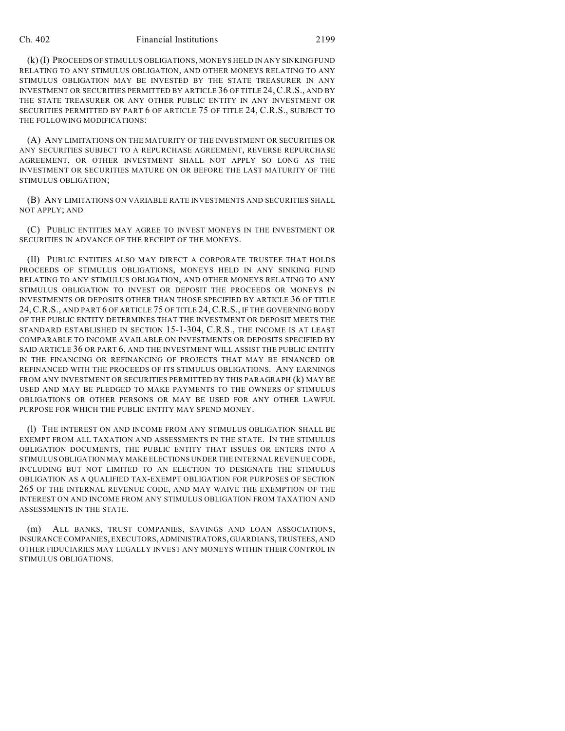(k) (I) PROCEEDS OF STIMULUS OBLIGATIONS, MONEYS HELD IN ANY SINKING FUND RELATING TO ANY STIMULUS OBLIGATION, AND OTHER MONEYS RELATING TO ANY STIMULUS OBLIGATION MAY BE INVESTED BY THE STATE TREASURER IN ANY INVESTMENT OR SECURITIES PERMITTED BY ARTICLE 36 OF TITLE 24, C.R.S., AND BY THE STATE TREASURER OR ANY OTHER PUBLIC ENTITY IN ANY INVESTMENT OR SECURITIES PERMITTED BY PART 6 OF ARTICLE 75 OF TITLE 24, C.R.S., SUBJECT TO THE FOLLOWING MODIFICATIONS:

(A) ANY LIMITATIONS ON THE MATURITY OF THE INVESTMENT OR SECURITIES OR ANY SECURITIES SUBJECT TO A REPURCHASE AGREEMENT, REVERSE REPURCHASE AGREEMENT, OR OTHER INVESTMENT SHALL NOT APPLY SO LONG AS THE INVESTMENT OR SECURITIES MATURE ON OR BEFORE THE LAST MATURITY OF THE STIMULUS OBLIGATION;

(B) ANY LIMITATIONS ON VARIABLE RATE INVESTMENTS AND SECURITIES SHALL NOT APPLY; AND

(C) PUBLIC ENTITIES MAY AGREE TO INVEST MONEYS IN THE INVESTMENT OR SECURITIES IN ADVANCE OF THE RECEIPT OF THE MONEYS.

(II) PUBLIC ENTITIES ALSO MAY DIRECT A CORPORATE TRUSTEE THAT HOLDS PROCEEDS OF STIMULUS OBLIGATIONS, MONEYS HELD IN ANY SINKING FUND RELATING TO ANY STIMULUS OBLIGATION, AND OTHER MONEYS RELATING TO ANY STIMULUS OBLIGATION TO INVEST OR DEPOSIT THE PROCEEDS OR MONEYS IN INVESTMENTS OR DEPOSITS OTHER THAN THOSE SPECIFIED BY ARTICLE 36 OF TITLE 24, C.R.S., AND PART 6 OF ARTICLE 75 OF TITLE 24, C.R.S., IF THE GOVERNING BODY OF THE PUBLIC ENTITY DETERMINES THAT THE INVESTMENT OR DEPOSIT MEETS THE STANDARD ESTABLISHED IN SECTION 15-1-304, C.R.S., THE INCOME IS AT LEAST COMPARABLE TO INCOME AVAILABLE ON INVESTMENTS OR DEPOSITS SPECIFIED BY SAID ARTICLE 36 OR PART 6, AND THE INVESTMENT WILL ASSIST THE PUBLIC ENTITY IN THE FINANCING OR REFINANCING OF PROJECTS THAT MAY BE FINANCED OR REFINANCED WITH THE PROCEEDS OF ITS STIMULUS OBLIGATIONS. ANY EARNINGS FROM ANY INVESTMENT OR SECURITIES PERMITTED BY THIS PARAGRAPH (k) MAY BE USED AND MAY BE PLEDGED TO MAKE PAYMENTS TO THE OWNERS OF STIMULUS OBLIGATIONS OR OTHER PERSONS OR MAY BE USED FOR ANY OTHER LAWFUL PURPOSE FOR WHICH THE PUBLIC ENTITY MAY SPEND MONEY.

(l) THE INTEREST ON AND INCOME FROM ANY STIMULUS OBLIGATION SHALL BE EXEMPT FROM ALL TAXATION AND ASSESSMENTS IN THE STATE. IN THE STIMULUS OBLIGATION DOCUMENTS, THE PUBLIC ENTITY THAT ISSUES OR ENTERS INTO A STIMULUS OBLIGATION MAY MAKE ELECTIONS UNDER THE INTERNAL REVENUE CODE, INCLUDING BUT NOT LIMITED TO AN ELECTION TO DESIGNATE THE STIMULUS OBLIGATION AS A QUALIFIED TAX-EXEMPT OBLIGATION FOR PURPOSES OF SECTION 265 OF THE INTERNAL REVENUE CODE, AND MAY WAIVE THE EXEMPTION OF THE INTEREST ON AND INCOME FROM ANY STIMULUS OBLIGATION FROM TAXATION AND ASSESSMENTS IN THE STATE.

(m) ALL BANKS, TRUST COMPANIES, SAVINGS AND LOAN ASSOCIATIONS, INSURANCE COMPANIES, EXECUTORS, ADMINISTRATORS, GUARDIANS, TRUSTEES, AND OTHER FIDUCIARIES MAY LEGALLY INVEST ANY MONEYS WITHIN THEIR CONTROL IN STIMULUS OBLIGATIONS.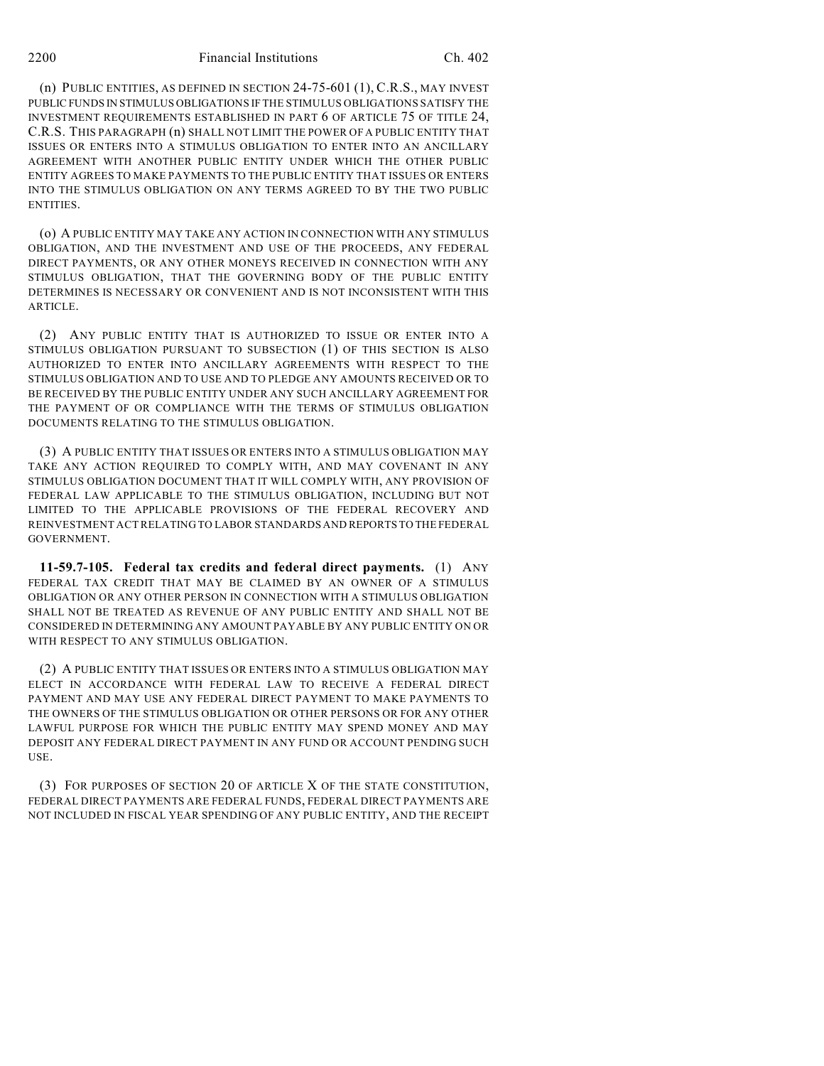(n) PUBLIC ENTITIES, AS DEFINED IN SECTION 24-75-601 (1), C.R.S., MAY INVEST PUBLIC FUNDS IN STIMULUS OBLIGATIONS IF THE STIMULUS OBLIGATIONS SATISFY THE INVESTMENT REQUIREMENTS ESTABLISHED IN PART 6 OF ARTICLE 75 OF TITLE 24, C.R.S. THIS PARAGRAPH (n) SHALL NOT LIMIT THE POWER OF A PUBLIC ENTITY THAT ISSUES OR ENTERS INTO A STIMULUS OBLIGATION TO ENTER INTO AN ANCILLARY AGREEMENT WITH ANOTHER PUBLIC ENTITY UNDER WHICH THE OTHER PUBLIC ENTITY AGREES TO MAKE PAYMENTS TO THE PUBLIC ENTITY THAT ISSUES OR ENTERS INTO THE STIMULUS OBLIGATION ON ANY TERMS AGREED TO BY THE TWO PUBLIC ENTITIES.

(o) A PUBLIC ENTITY MAY TAKE ANY ACTION IN CONNECTION WITH ANY STIMULUS OBLIGATION, AND THE INVESTMENT AND USE OF THE PROCEEDS, ANY FEDERAL DIRECT PAYMENTS, OR ANY OTHER MONEYS RECEIVED IN CONNECTION WITH ANY STIMULUS OBLIGATION, THAT THE GOVERNING BODY OF THE PUBLIC ENTITY DETERMINES IS NECESSARY OR CONVENIENT AND IS NOT INCONSISTENT WITH THIS ARTICLE.

(2) ANY PUBLIC ENTITY THAT IS AUTHORIZED TO ISSUE OR ENTER INTO A STIMULUS OBLIGATION PURSUANT TO SUBSECTION (1) OF THIS SECTION IS ALSO AUTHORIZED TO ENTER INTO ANCILLARY AGREEMENTS WITH RESPECT TO THE STIMULUS OBLIGATION AND TO USE AND TO PLEDGE ANY AMOUNTS RECEIVED OR TO BE RECEIVED BY THE PUBLIC ENTITY UNDER ANY SUCH ANCILLARY AGREEMENT FOR THE PAYMENT OF OR COMPLIANCE WITH THE TERMS OF STIMULUS OBLIGATION DOCUMENTS RELATING TO THE STIMULUS OBLIGATION.

(3) A PUBLIC ENTITY THAT ISSUES OR ENTERS INTO A STIMULUS OBLIGATION MAY TAKE ANY ACTION REQUIRED TO COMPLY WITH, AND MAY COVENANT IN ANY STIMULUS OBLIGATION DOCUMENT THAT IT WILL COMPLY WITH, ANY PROVISION OF FEDERAL LAW APPLICABLE TO THE STIMULUS OBLIGATION, INCLUDING BUT NOT LIMITED TO THE APPLICABLE PROVISIONS OF THE FEDERAL RECOVERY AND REINVESTMENT ACT RELATING TO LABOR STANDARDS AND REPORTS TO THE FEDERAL GOVERNMENT.

**11-59.7-105. Federal tax credits and federal direct payments.** (1) ANY FEDERAL TAX CREDIT THAT MAY BE CLAIMED BY AN OWNER OF A STIMULUS OBLIGATION OR ANY OTHER PERSON IN CONNECTION WITH A STIMULUS OBLIGATION SHALL NOT BE TREATED AS REVENUE OF ANY PUBLIC ENTITY AND SHALL NOT BE CONSIDERED IN DETERMINING ANY AMOUNT PAYABLE BY ANY PUBLIC ENTITY ON OR WITH RESPECT TO ANY STIMULUS OBLIGATION.

(2) A PUBLIC ENTITY THAT ISSUES OR ENTERS INTO A STIMULUS OBLIGATION MAY ELECT IN ACCORDANCE WITH FEDERAL LAW TO RECEIVE A FEDERAL DIRECT PAYMENT AND MAY USE ANY FEDERAL DIRECT PAYMENT TO MAKE PAYMENTS TO THE OWNERS OF THE STIMULUS OBLIGATION OR OTHER PERSONS OR FOR ANY OTHER LAWFUL PURPOSE FOR WHICH THE PUBLIC ENTITY MAY SPEND MONEY AND MAY DEPOSIT ANY FEDERAL DIRECT PAYMENT IN ANY FUND OR ACCOUNT PENDING SUCH USE.

(3) FOR PURPOSES OF SECTION 20 OF ARTICLE X OF THE STATE CONSTITUTION, FEDERAL DIRECT PAYMENTS ARE FEDERAL FUNDS, FEDERAL DIRECT PAYMENTS ARE NOT INCLUDED IN FISCAL YEAR SPENDING OF ANY PUBLIC ENTITY, AND THE RECEIPT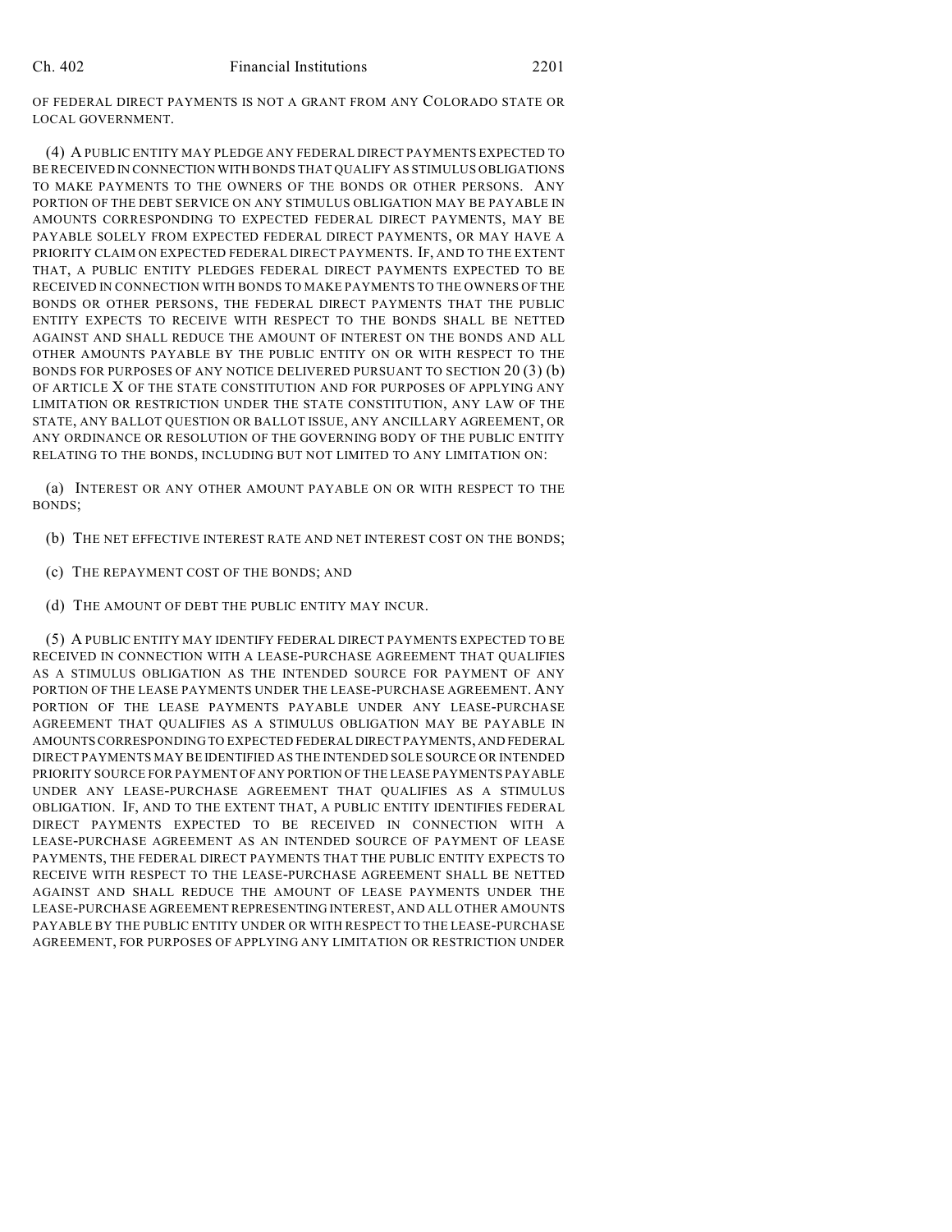OF FEDERAL DIRECT PAYMENTS IS NOT A GRANT FROM ANY COLORADO STATE OR LOCAL GOVERNMENT.

(4) A PUBLIC ENTITY MAY PLEDGE ANY FEDERAL DIRECT PAYMENTS EXPECTED TO BE RECEIVED IN CONNECTION WITH BONDS THAT QUALIFY AS STIMULUS OBLIGATIONS TO MAKE PAYMENTS TO THE OWNERS OF THE BONDS OR OTHER PERSONS. ANY PORTION OF THE DEBT SERVICE ON ANY STIMULUS OBLIGATION MAY BE PAYABLE IN AMOUNTS CORRESPONDING TO EXPECTED FEDERAL DIRECT PAYMENTS, MAY BE PAYABLE SOLELY FROM EXPECTED FEDERAL DIRECT PAYMENTS, OR MAY HAVE A PRIORITY CLAIM ON EXPECTED FEDERAL DIRECT PAYMENTS. IF, AND TO THE EXTENT THAT, A PUBLIC ENTITY PLEDGES FEDERAL DIRECT PAYMENTS EXPECTED TO BE RECEIVED IN CONNECTION WITH BONDS TO MAKE PAYMENTS TO THE OWNERS OF THE BONDS OR OTHER PERSONS, THE FEDERAL DIRECT PAYMENTS THAT THE PUBLIC ENTITY EXPECTS TO RECEIVE WITH RESPECT TO THE BONDS SHALL BE NETTED AGAINST AND SHALL REDUCE THE AMOUNT OF INTEREST ON THE BONDS AND ALL OTHER AMOUNTS PAYABLE BY THE PUBLIC ENTITY ON OR WITH RESPECT TO THE BONDS FOR PURPOSES OF ANY NOTICE DELIVERED PURSUANT TO SECTION 20 (3) (b) OF ARTICLE X OF THE STATE CONSTITUTION AND FOR PURPOSES OF APPLYING ANY LIMITATION OR RESTRICTION UNDER THE STATE CONSTITUTION, ANY LAW OF THE STATE, ANY BALLOT QUESTION OR BALLOT ISSUE, ANY ANCILLARY AGREEMENT, OR ANY ORDINANCE OR RESOLUTION OF THE GOVERNING BODY OF THE PUBLIC ENTITY RELATING TO THE BONDS, INCLUDING BUT NOT LIMITED TO ANY LIMITATION ON:

(a) INTEREST OR ANY OTHER AMOUNT PAYABLE ON OR WITH RESPECT TO THE BONDS;

(b) THE NET EFFECTIVE INTEREST RATE AND NET INTEREST COST ON THE BONDS;

(c) THE REPAYMENT COST OF THE BONDS; AND

(d) THE AMOUNT OF DEBT THE PUBLIC ENTITY MAY INCUR.

(5) A PUBLIC ENTITY MAY IDENTIFY FEDERAL DIRECT PAYMENTS EXPECTED TO BE RECEIVED IN CONNECTION WITH A LEASE-PURCHASE AGREEMENT THAT QUALIFIES AS A STIMULUS OBLIGATION AS THE INTENDED SOURCE FOR PAYMENT OF ANY PORTION OF THE LEASE PAYMENTS UNDER THE LEASE-PURCHASE AGREEMENT. ANY PORTION OF THE LEASE PAYMENTS PAYABLE UNDER ANY LEASE-PURCHASE AGREEMENT THAT QUALIFIES AS A STIMULUS OBLIGATION MAY BE PAYABLE IN AMOUNTS CORRESPONDING TO EXPECTED FEDERAL DIRECT PAYMENTS, AND FEDERAL DIRECT PAYMENTS MAY BE IDENTIFIED AS THE INTENDED SOLE SOURCE OR INTENDED PRIORITY SOURCE FOR PAYMENT OF ANY PORTION OF THE LEASE PAYMENTS PAYABLE UNDER ANY LEASE-PURCHASE AGREEMENT THAT QUALIFIES AS A STIMULUS OBLIGATION. IF, AND TO THE EXTENT THAT, A PUBLIC ENTITY IDENTIFIES FEDERAL DIRECT PAYMENTS EXPECTED TO BE RECEIVED IN CONNECTION WITH A LEASE-PURCHASE AGREEMENT AS AN INTENDED SOURCE OF PAYMENT OF LEASE PAYMENTS, THE FEDERAL DIRECT PAYMENTS THAT THE PUBLIC ENTITY EXPECTS TO RECEIVE WITH RESPECT TO THE LEASE-PURCHASE AGREEMENT SHALL BE NETTED AGAINST AND SHALL REDUCE THE AMOUNT OF LEASE PAYMENTS UNDER THE LEASE-PURCHASE AGREEMENT REPRESENTING INTEREST, AND ALL OTHER AMOUNTS PAYABLE BY THE PUBLIC ENTITY UNDER OR WITH RESPECT TO THE LEASE-PURCHASE AGREEMENT, FOR PURPOSES OF APPLYING ANY LIMITATION OR RESTRICTION UNDER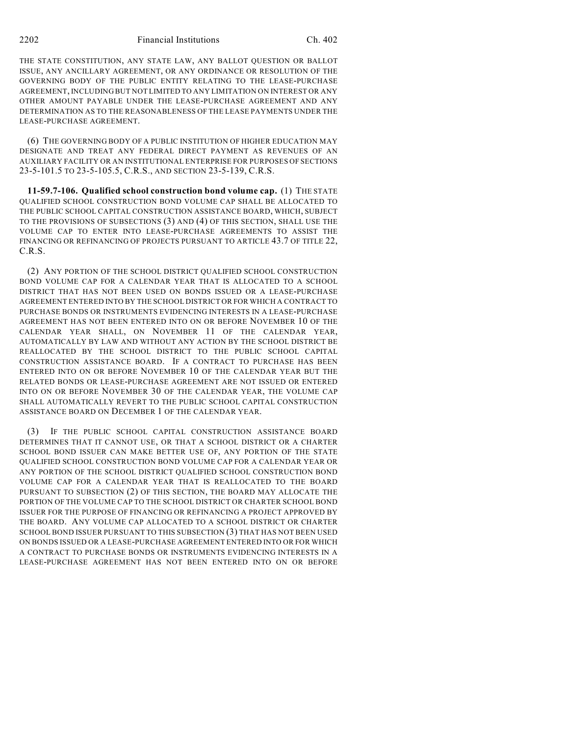THE STATE CONSTITUTION, ANY STATE LAW, ANY BALLOT QUESTION OR BALLOT ISSUE, ANY ANCILLARY AGREEMENT, OR ANY ORDINANCE OR RESOLUTION OF THE GOVERNING BODY OF THE PUBLIC ENTITY RELATING TO THE LEASE-PURCHASE AGREEMENT, INCLUDING BUT NOT LIMITED TO ANY LIMITATION ON INTEREST OR ANY OTHER AMOUNT PAYABLE UNDER THE LEASE-PURCHASE AGREEMENT AND ANY DETERMINATION AS TO THE REASONABLENESS OF THE LEASE PAYMENTS UNDER THE LEASE-PURCHASE AGREEMENT.

(6) THE GOVERNING BODY OF A PUBLIC INSTITUTION OF HIGHER EDUCATION MAY DESIGNATE AND TREAT ANY FEDERAL DIRECT PAYMENT AS REVENUES OF AN AUXILIARY FACILITY OR AN INSTITUTIONAL ENTERPRISE FOR PURPOSES OF SECTIONS 23-5-101.5 TO 23-5-105.5, C.R.S., AND SECTION 23-5-139, C.R.S.

**11-59.7-106. Qualified school construction bond volume cap.** (1) THE STATE QUALIFIED SCHOOL CONSTRUCTION BOND VOLUME CAP SHALL BE ALLOCATED TO THE PUBLIC SCHOOL CAPITAL CONSTRUCTION ASSISTANCE BOARD, WHICH, SUBJECT TO THE PROVISIONS OF SUBSECTIONS (3) AND (4) OF THIS SECTION, SHALL USE THE VOLUME CAP TO ENTER INTO LEASE-PURCHASE AGREEMENTS TO ASSIST THE FINANCING OR REFINANCING OF PROJECTS PURSUANT TO ARTICLE 43.7 OF TITLE 22, C.R.S.

(2) ANY PORTION OF THE SCHOOL DISTRICT QUALIFIED SCHOOL CONSTRUCTION BOND VOLUME CAP FOR A CALENDAR YEAR THAT IS ALLOCATED TO A SCHOOL DISTRICT THAT HAS NOT BEEN USED ON BONDS ISSUED OR A LEASE-PURCHASE AGREEMENT ENTERED INTO BY THE SCHOOL DISTRICT OR FOR WHICH A CONTRACT TO PURCHASE BONDS OR INSTRUMENTS EVIDENCING INTERESTS IN A LEASE-PURCHASE AGREEMENT HAS NOT BEEN ENTERED INTO ON OR BEFORE NOVEMBER 10 OF THE CALENDAR YEAR SHALL, ON NOVEMBER 11 OF THE CALENDAR YEAR, AUTOMATICALLY BY LAW AND WITHOUT ANY ACTION BY THE SCHOOL DISTRICT BE REALLOCATED BY THE SCHOOL DISTRICT TO THE PUBLIC SCHOOL CAPITAL CONSTRUCTION ASSISTANCE BOARD. IF A CONTRACT TO PURCHASE HAS BEEN ENTERED INTO ON OR BEFORE NOVEMBER 10 OF THE CALENDAR YEAR BUT THE RELATED BONDS OR LEASE-PURCHASE AGREEMENT ARE NOT ISSUED OR ENTERED INTO ON OR BEFORE NOVEMBER 30 OF THE CALENDAR YEAR, THE VOLUME CAP SHALL AUTOMATICALLY REVERT TO THE PUBLIC SCHOOL CAPITAL CONSTRUCTION ASSISTANCE BOARD ON DECEMBER 1 OF THE CALENDAR YEAR.

(3) IF THE PUBLIC SCHOOL CAPITAL CONSTRUCTION ASSISTANCE BOARD DETERMINES THAT IT CANNOT USE, OR THAT A SCHOOL DISTRICT OR A CHARTER SCHOOL BOND ISSUER CAN MAKE BETTER USE OF, ANY PORTION OF THE STATE QUALIFIED SCHOOL CONSTRUCTION BOND VOLUME CAP FOR A CALENDAR YEAR OR ANY PORTION OF THE SCHOOL DISTRICT QUALIFIED SCHOOL CONSTRUCTION BOND VOLUME CAP FOR A CALENDAR YEAR THAT IS REALLOCATED TO THE BOARD PURSUANT TO SUBSECTION (2) OF THIS SECTION, THE BOARD MAY ALLOCATE THE PORTION OF THE VOLUME CAP TO THE SCHOOL DISTRICT OR CHARTER SCHOOL BOND ISSUER FOR THE PURPOSE OF FINANCING OR REFINANCING A PROJECT APPROVED BY THE BOARD. ANY VOLUME CAP ALLOCATED TO A SCHOOL DISTRICT OR CHARTER SCHOOL BOND ISSUER PURSUANT TO THIS SUBSECTION (3) THAT HAS NOT BEEN USED ON BONDS ISSUED OR A LEASE-PURCHASE AGREEMENT ENTERED INTO OR FOR WHICH A CONTRACT TO PURCHASE BONDS OR INSTRUMENTS EVIDENCING INTERESTS IN A LEASE-PURCHASE AGREEMENT HAS NOT BEEN ENTERED INTO ON OR BEFORE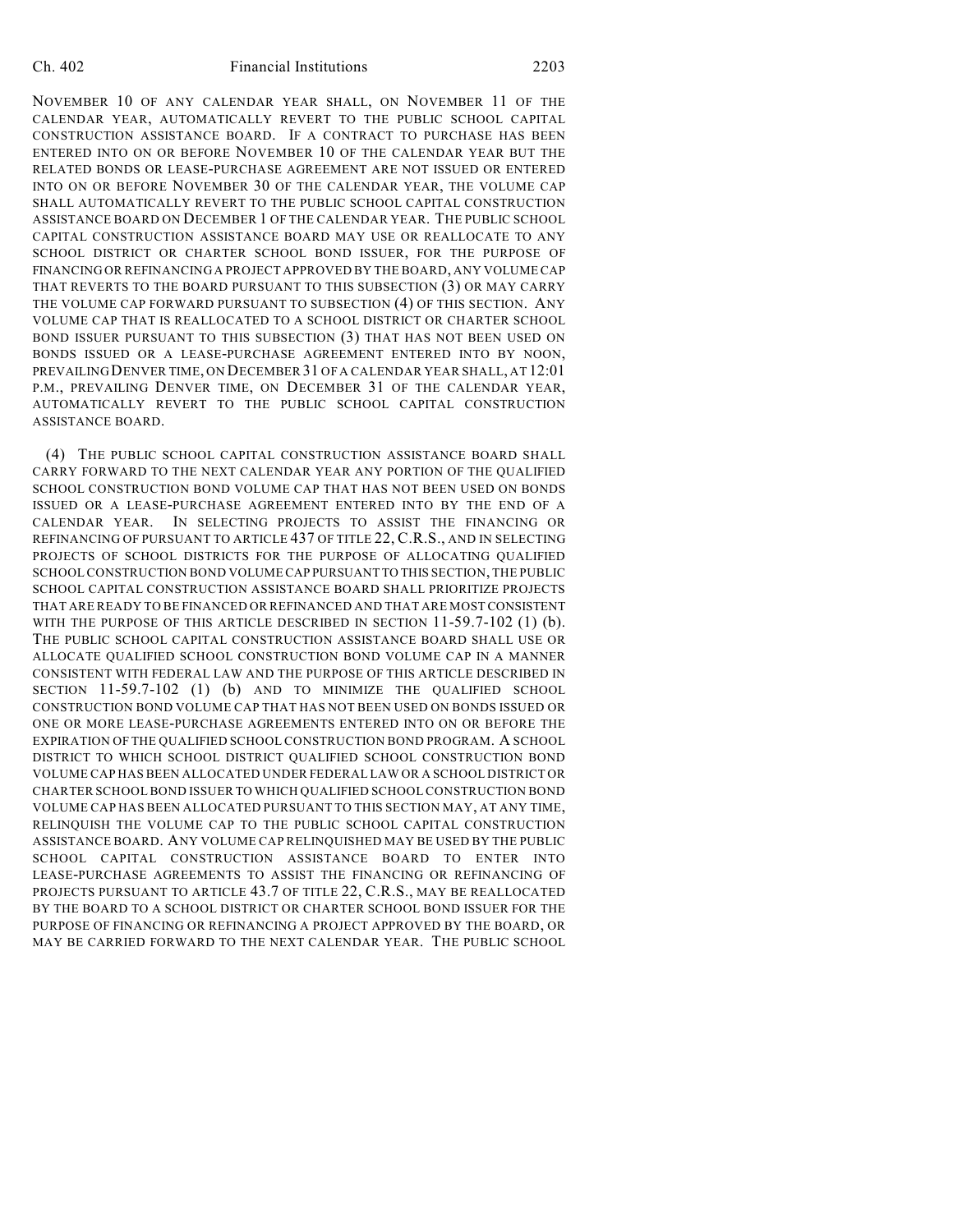NOVEMBER 10 OF ANY CALENDAR YEAR SHALL, ON NOVEMBER 11 OF THE CALENDAR YEAR, AUTOMATICALLY REVERT TO THE PUBLIC SCHOOL CAPITAL CONSTRUCTION ASSISTANCE BOARD. IF A CONTRACT TO PURCHASE HAS BEEN ENTERED INTO ON OR BEFORE NOVEMBER 10 OF THE CALENDAR YEAR BUT THE RELATED BONDS OR LEASE-PURCHASE AGREEMENT ARE NOT ISSUED OR ENTERED INTO ON OR BEFORE NOVEMBER 30 OF THE CALENDAR YEAR, THE VOLUME CAP SHALL AUTOMATICALLY REVERT TO THE PUBLIC SCHOOL CAPITAL CONSTRUCTION ASSISTANCE BOARD ON DECEMBER 1 OF THE CALENDAR YEAR. THE PUBLIC SCHOOL CAPITAL CONSTRUCTION ASSISTANCE BOARD MAY USE OR REALLOCATE TO ANY SCHOOL DISTRICT OR CHARTER SCHOOL BOND ISSUER, FOR THE PURPOSE OF FINANCING OR REFINANCING A PROJECT APPROVED BY THE BOARD, ANY VOLUME CAP THAT REVERTS TO THE BOARD PURSUANT TO THIS SUBSECTION (3) OR MAY CARRY THE VOLUME CAP FORWARD PURSUANT TO SUBSECTION (4) OF THIS SECTION. ANY VOLUME CAP THAT IS REALLOCATED TO A SCHOOL DISTRICT OR CHARTER SCHOOL BOND ISSUER PURSUANT TO THIS SUBSECTION (3) THAT HAS NOT BEEN USED ON BONDS ISSUED OR A LEASE-PURCHASE AGREEMENT ENTERED INTO BY NOON, PREVAILING DENVER TIME, ON DECEMBER 31 OF A CALENDAR YEAR SHALL, AT 12:01 P.M., PREVAILING DENVER TIME, ON DECEMBER 31 OF THE CALENDAR YEAR, AUTOMATICALLY REVERT TO THE PUBLIC SCHOOL CAPITAL CONSTRUCTION ASSISTANCE BOARD.

(4) THE PUBLIC SCHOOL CAPITAL CONSTRUCTION ASSISTANCE BOARD SHALL CARRY FORWARD TO THE NEXT CALENDAR YEAR ANY PORTION OF THE QUALIFIED SCHOOL CONSTRUCTION BOND VOLUME CAP THAT HAS NOT BEEN USED ON BONDS ISSUED OR A LEASE-PURCHASE AGREEMENT ENTERED INTO BY THE END OF A CALENDAR YEAR. IN SELECTING PROJECTS TO ASSIST THE FINANCING OR REFINANCING OF PURSUANT TO ARTICLE 437 OF TITLE 22, C.R.S., AND IN SELECTING PROJECTS OF SCHOOL DISTRICTS FOR THE PURPOSE OF ALLOCATING QUALIFIED SCHOOL CONSTRUCTION BOND VOLUME CAP PURSUANT TO THIS SECTION, THE PUBLIC SCHOOL CAPITAL CONSTRUCTION ASSISTANCE BOARD SHALL PRIORITIZE PROJECTS THAT ARE READY TO BE FINANCED OR REFINANCED AND THAT ARE MOST CONSISTENT WITH THE PURPOSE OF THIS ARTICLE DESCRIBED IN SECTION 11-59.7-102 (1) (b). THE PUBLIC SCHOOL CAPITAL CONSTRUCTION ASSISTANCE BOARD SHALL USE OR ALLOCATE QUALIFIED SCHOOL CONSTRUCTION BOND VOLUME CAP IN A MANNER CONSISTENT WITH FEDERAL LAW AND THE PURPOSE OF THIS ARTICLE DESCRIBED IN SECTION 11-59.7-102 (1) (b) AND TO MINIMIZE THE QUALIFIED SCHOOL CONSTRUCTION BOND VOLUME CAP THAT HAS NOT BEEN USED ON BONDS ISSUED OR ONE OR MORE LEASE-PURCHASE AGREEMENTS ENTERED INTO ON OR BEFORE THE EXPIRATION OF THE QUALIFIED SCHOOL CONSTRUCTION BOND PROGRAM. A SCHOOL DISTRICT TO WHICH SCHOOL DISTRICT QUALIFIED SCHOOL CONSTRUCTION BOND VOLUME CAP HAS BEEN ALLOCATED UNDER FEDERAL LAW OR A SCHOOL DISTRICT OR CHARTER SCHOOL BOND ISSUER TO WHICH QUALIFIED SCHOOL CONSTRUCTION BOND VOLUME CAP HAS BEEN ALLOCATED PURSUANT TO THIS SECTION MAY, AT ANY TIME, RELINQUISH THE VOLUME CAP TO THE PUBLIC SCHOOL CAPITAL CONSTRUCTION ASSISTANCE BOARD. ANY VOLUME CAP RELINQUISHED MAY BE USED BY THE PUBLIC SCHOOL CAPITAL CONSTRUCTION ASSISTANCE BOARD TO ENTER INTO LEASE-PURCHASE AGREEMENTS TO ASSIST THE FINANCING OR REFINANCING OF PROJECTS PURSUANT TO ARTICLE 43.7 OF TITLE 22, C.R.S., MAY BE REALLOCATED BY THE BOARD TO A SCHOOL DISTRICT OR CHARTER SCHOOL BOND ISSUER FOR THE PURPOSE OF FINANCING OR REFINANCING A PROJECT APPROVED BY THE BOARD, OR MAY BE CARRIED FORWARD TO THE NEXT CALENDAR YEAR. THE PUBLIC SCHOOL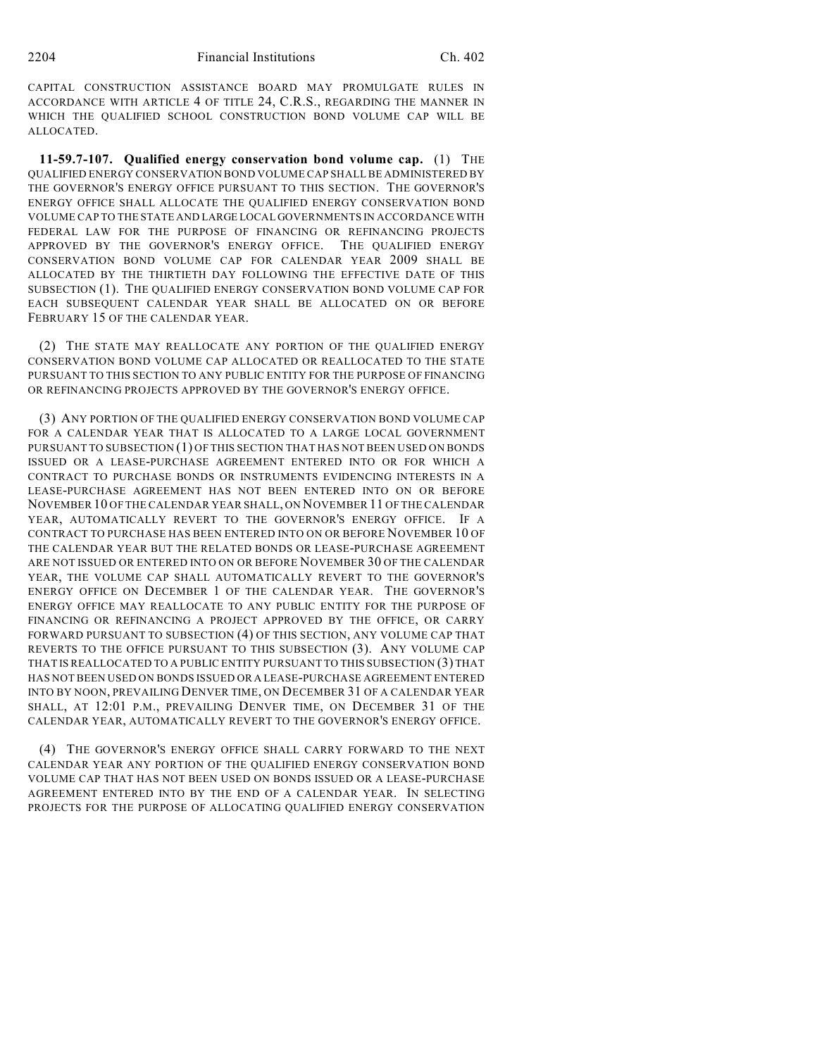CAPITAL CONSTRUCTION ASSISTANCE BOARD MAY PROMULGATE RULES IN ACCORDANCE WITH ARTICLE 4 OF TITLE 24, C.R.S., REGARDING THE MANNER IN WHICH THE QUALIFIED SCHOOL CONSTRUCTION BOND VOLUME CAP WILL BE ALLOCATED.

**11-59.7-107. Qualified energy conservation bond volume cap.** (1) THE QUALIFIED ENERGY CONSERVATION BOND VOLUME CAP SHALL BE ADMINISTERED BY THE GOVERNOR'S ENERGY OFFICE PURSUANT TO THIS SECTION. THE GOVERNOR'S ENERGY OFFICE SHALL ALLOCATE THE QUALIFIED ENERGY CONSERVATION BOND VOLUME CAP TO THE STATE AND LARGE LOCAL GOVERNMENTS IN ACCORDANCE WITH FEDERAL LAW FOR THE PURPOSE OF FINANCING OR REFINANCING PROJECTS APPROVED BY THE GOVERNOR'S ENERGY OFFICE. THE QUALIFIED ENERGY CONSERVATION BOND VOLUME CAP FOR CALENDAR YEAR 2009 SHALL BE ALLOCATED BY THE THIRTIETH DAY FOLLOWING THE EFFECTIVE DATE OF THIS SUBSECTION (1). THE QUALIFIED ENERGY CONSERVATION BOND VOLUME CAP FOR EACH SUBSEQUENT CALENDAR YEAR SHALL BE ALLOCATED ON OR BEFORE FEBRUARY 15 OF THE CALENDAR YEAR.

(2) THE STATE MAY REALLOCATE ANY PORTION OF THE QUALIFIED ENERGY CONSERVATION BOND VOLUME CAP ALLOCATED OR REALLOCATED TO THE STATE PURSUANT TO THIS SECTION TO ANY PUBLIC ENTITY FOR THE PURPOSE OF FINANCING OR REFINANCING PROJECTS APPROVED BY THE GOVERNOR'S ENERGY OFFICE.

(3) ANY PORTION OF THE QUALIFIED ENERGY CONSERVATION BOND VOLUME CAP FOR A CALENDAR YEAR THAT IS ALLOCATED TO A LARGE LOCAL GOVERNMENT PURSUANT TO SUBSECTION (1) OF THIS SECTION THAT HAS NOT BEEN USED ON BONDS ISSUED OR A LEASE-PURCHASE AGREEMENT ENTERED INTO OR FOR WHICH A CONTRACT TO PURCHASE BONDS OR INSTRUMENTS EVIDENCING INTERESTS IN A LEASE-PURCHASE AGREEMENT HAS NOT BEEN ENTERED INTO ON OR BEFORE NOVEMBER 10 OF THE CALENDAR YEAR SHALL, ON NOVEMBER 11 OF THE CALENDAR YEAR, AUTOMATICALLY REVERT TO THE GOVERNOR'S ENERGY OFFICE. IF A CONTRACT TO PURCHASE HAS BEEN ENTERED INTO ON OR BEFORE NOVEMBER 10 OF THE CALENDAR YEAR BUT THE RELATED BONDS OR LEASE-PURCHASE AGREEMENT ARE NOT ISSUED OR ENTERED INTO ON OR BEFORE NOVEMBER 30 OF THE CALENDAR YEAR, THE VOLUME CAP SHALL AUTOMATICALLY REVERT TO THE GOVERNOR'S ENERGY OFFICE ON DECEMBER 1 OF THE CALENDAR YEAR. THE GOVERNOR'S ENERGY OFFICE MAY REALLOCATE TO ANY PUBLIC ENTITY FOR THE PURPOSE OF FINANCING OR REFINANCING A PROJECT APPROVED BY THE OFFICE, OR CARRY FORWARD PURSUANT TO SUBSECTION (4) OF THIS SECTION, ANY VOLUME CAP THAT REVERTS TO THE OFFICE PURSUANT TO THIS SUBSECTION (3). ANY VOLUME CAP THAT IS REALLOCATED TO A PUBLIC ENTITY PURSUANT TO THIS SUBSECTION (3) THAT HAS NOT BEEN USED ON BONDS ISSUED OR A LEASE-PURCHASE AGREEMENT ENTERED INTO BY NOON, PREVAILING DENVER TIME, ON DECEMBER 31 OF A CALENDAR YEAR SHALL, AT 12:01 P.M., PREVAILING DENVER TIME, ON DECEMBER 31 OF THE CALENDAR YEAR, AUTOMATICALLY REVERT TO THE GOVERNOR'S ENERGY OFFICE.

(4) THE GOVERNOR'S ENERGY OFFICE SHALL CARRY FORWARD TO THE NEXT CALENDAR YEAR ANY PORTION OF THE QUALIFIED ENERGY CONSERVATION BOND VOLUME CAP THAT HAS NOT BEEN USED ON BONDS ISSUED OR A LEASE-PURCHASE AGREEMENT ENTERED INTO BY THE END OF A CALENDAR YEAR. IN SELECTING PROJECTS FOR THE PURPOSE OF ALLOCATING QUALIFIED ENERGY CONSERVATION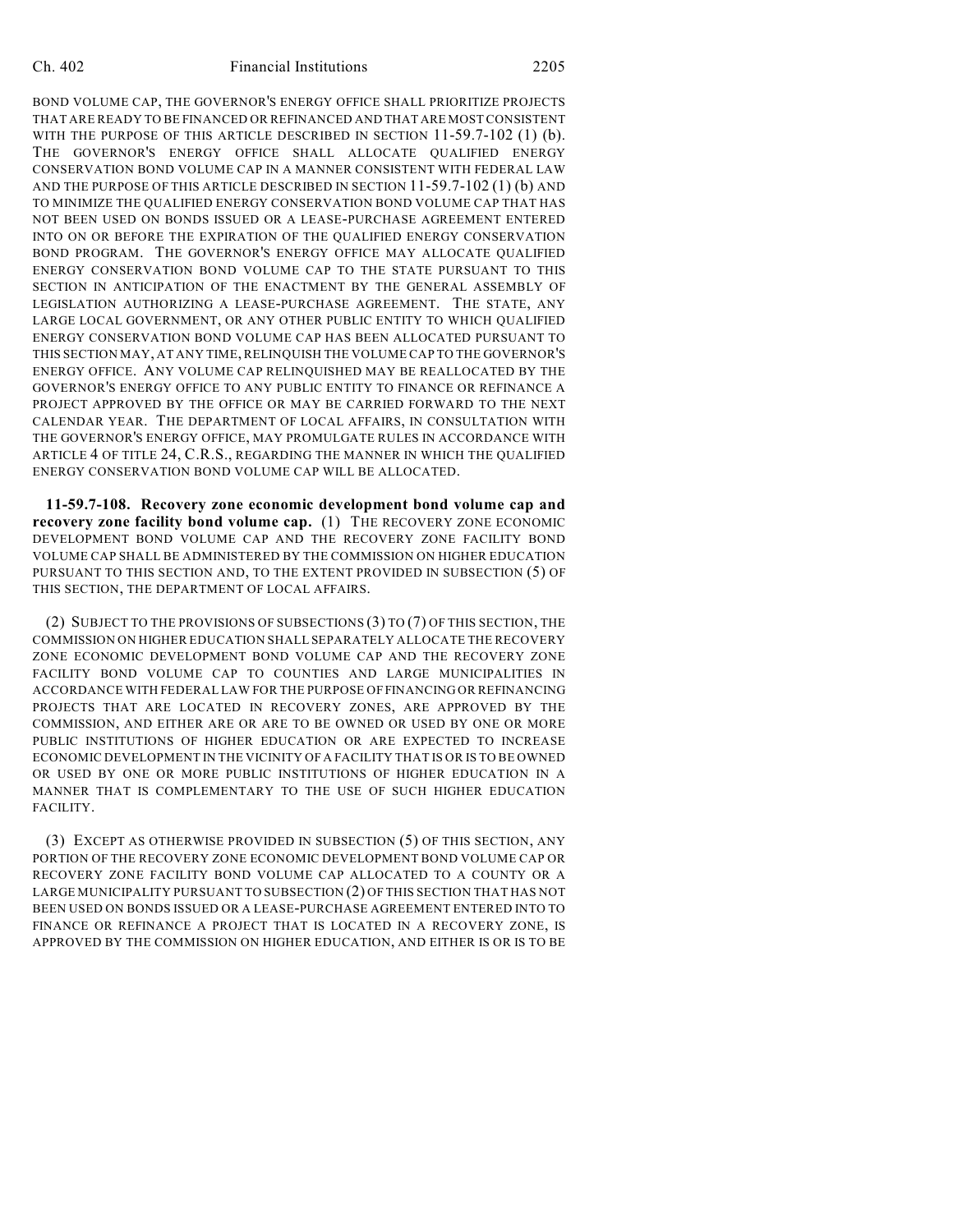BOND VOLUME CAP, THE GOVERNOR'S ENERGY OFFICE SHALL PRIORITIZE PROJECTS THAT ARE READY TO BE FINANCED OR REFINANCED AND THAT ARE MOST CONSISTENT WITH THE PURPOSE OF THIS ARTICLE DESCRIBED IN SECTION 11-59.7-102 (1) (b). THE GOVERNOR'S ENERGY OFFICE SHALL ALLOCATE QUALIFIED ENERGY CONSERVATION BOND VOLUME CAP IN A MANNER CONSISTENT WITH FEDERAL LAW AND THE PURPOSE OF THIS ARTICLE DESCRIBED IN SECTION 11-59.7-102 (1) (b) AND TO MINIMIZE THE QUALIFIED ENERGY CONSERVATION BOND VOLUME CAP THAT HAS NOT BEEN USED ON BONDS ISSUED OR A LEASE-PURCHASE AGREEMENT ENTERED INTO ON OR BEFORE THE EXPIRATION OF THE QUALIFIED ENERGY CONSERVATION BOND PROGRAM. THE GOVERNOR'S ENERGY OFFICE MAY ALLOCATE QUALIFIED ENERGY CONSERVATION BOND VOLUME CAP TO THE STATE PURSUANT TO THIS SECTION IN ANTICIPATION OF THE ENACTMENT BY THE GENERAL ASSEMBLY OF LEGISLATION AUTHORIZING A LEASE-PURCHASE AGREEMENT. THE STATE, ANY LARGE LOCAL GOVERNMENT, OR ANY OTHER PUBLIC ENTITY TO WHICH QUALIFIED ENERGY CONSERVATION BOND VOLUME CAP HAS BEEN ALLOCATED PURSUANT TO THIS SECTION MAY, AT ANY TIME, RELINQUISH THE VOLUME CAP TO THE GOVERNOR'S ENERGY OFFICE. ANY VOLUME CAP RELINQUISHED MAY BE REALLOCATED BY THE GOVERNOR'S ENERGY OFFICE TO ANY PUBLIC ENTITY TO FINANCE OR REFINANCE A PROJECT APPROVED BY THE OFFICE OR MAY BE CARRIED FORWARD TO THE NEXT CALENDAR YEAR. THE DEPARTMENT OF LOCAL AFFAIRS, IN CONSULTATION WITH THE GOVERNOR'S ENERGY OFFICE, MAY PROMULGATE RULES IN ACCORDANCE WITH ARTICLE 4 OF TITLE 24, C.R.S., REGARDING THE MANNER IN WHICH THE QUALIFIED ENERGY CONSERVATION BOND VOLUME CAP WILL BE ALLOCATED.

**11-59.7-108. Recovery zone economic development bond volume cap and recovery zone facility bond volume cap.** (1) THE RECOVERY ZONE ECONOMIC DEVELOPMENT BOND VOLUME CAP AND THE RECOVERY ZONE FACILITY BOND VOLUME CAP SHALL BE ADMINISTERED BY THE COMMISSION ON HIGHER EDUCATION PURSUANT TO THIS SECTION AND, TO THE EXTENT PROVIDED IN SUBSECTION (5) OF THIS SECTION, THE DEPARTMENT OF LOCAL AFFAIRS.

(2) SUBJECT TO THE PROVISIONS OF SUBSECTIONS (3) TO (7) OF THIS SECTION, THE COMMISSION ON HIGHER EDUCATION SHALL SEPARATELY ALLOCATE THE RECOVERY ZONE ECONOMIC DEVELOPMENT BOND VOLUME CAP AND THE RECOVERY ZONE FACILITY BOND VOLUME CAP TO COUNTIES AND LARGE MUNICIPALITIES IN ACCORDANCE WITH FEDERAL LAW FOR THE PURPOSE OF FINANCING OR REFINANCING PROJECTS THAT ARE LOCATED IN RECOVERY ZONES, ARE APPROVED BY THE COMMISSION, AND EITHER ARE OR ARE TO BE OWNED OR USED BY ONE OR MORE PUBLIC INSTITUTIONS OF HIGHER EDUCATION OR ARE EXPECTED TO INCREASE ECONOMIC DEVELOPMENT IN THE VICINITY OF A FACILITY THAT IS OR IS TO BE OWNED OR USED BY ONE OR MORE PUBLIC INSTITUTIONS OF HIGHER EDUCATION IN A MANNER THAT IS COMPLEMENTARY TO THE USE OF SUCH HIGHER EDUCATION FACILITY.

(3) EXCEPT AS OTHERWISE PROVIDED IN SUBSECTION (5) OF THIS SECTION, ANY PORTION OF THE RECOVERY ZONE ECONOMIC DEVELOPMENT BOND VOLUME CAP OR RECOVERY ZONE FACILITY BOND VOLUME CAP ALLOCATED TO A COUNTY OR A LARGE MUNICIPALITY PURSUANT TO SUBSECTION (2) OF THIS SECTION THAT HAS NOT BEEN USED ON BONDS ISSUED OR A LEASE-PURCHASE AGREEMENT ENTERED INTO TO FINANCE OR REFINANCE A PROJECT THAT IS LOCATED IN A RECOVERY ZONE, IS APPROVED BY THE COMMISSION ON HIGHER EDUCATION, AND EITHER IS OR IS TO BE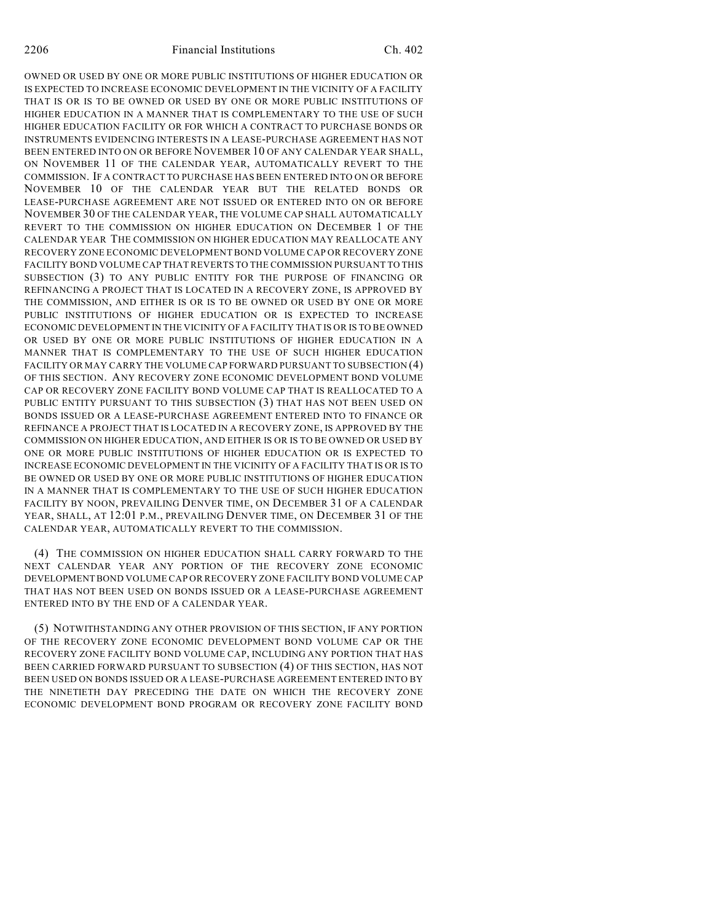OWNED OR USED BY ONE OR MORE PUBLIC INSTITUTIONS OF HIGHER EDUCATION OR IS EXPECTED TO INCREASE ECONOMIC DEVELOPMENT IN THE VICINITY OF A FACILITY THAT IS OR IS TO BE OWNED OR USED BY ONE OR MORE PUBLIC INSTITUTIONS OF HIGHER EDUCATION IN A MANNER THAT IS COMPLEMENTARY TO THE USE OF SUCH HIGHER EDUCATION FACILITY OR FOR WHICH A CONTRACT TO PURCHASE BONDS OR INSTRUMENTS EVIDENCING INTERESTS IN A LEASE-PURCHASE AGREEMENT HAS NOT BEEN ENTERED INTO ON OR BEFORE NOVEMBER 10 OF ANY CALENDAR YEAR SHALL, ON NOVEMBER 11 OF THE CALENDAR YEAR, AUTOMATICALLY REVERT TO THE COMMISSION. IF A CONTRACT TO PURCHASE HAS BEEN ENTERED INTO ON OR BEFORE NOVEMBER 10 OF THE CALENDAR YEAR BUT THE RELATED BONDS OR LEASE-PURCHASE AGREEMENT ARE NOT ISSUED OR ENTERED INTO ON OR BEFORE NOVEMBER 30 OF THE CALENDAR YEAR, THE VOLUME CAP SHALL AUTOMATICALLY REVERT TO THE COMMISSION ON HIGHER EDUCATION ON DECEMBER 1 OF THE CALENDAR YEAR THE COMMISSION ON HIGHER EDUCATION MAY REALLOCATE ANY RECOVERY ZONE ECONOMIC DEVELOPMENT BOND VOLUME CAP OR RECOVERY ZONE FACILITY BOND VOLUME CAP THAT REVERTS TO THE COMMISSION PURSUANT TO THIS SUBSECTION (3) TO ANY PUBLIC ENTITY FOR THE PURPOSE OF FINANCING OR REFINANCING A PROJECT THAT IS LOCATED IN A RECOVERY ZONE, IS APPROVED BY THE COMMISSION, AND EITHER IS OR IS TO BE OWNED OR USED BY ONE OR MORE PUBLIC INSTITUTIONS OF HIGHER EDUCATION OR IS EXPECTED TO INCREASE ECONOMIC DEVELOPMENT IN THE VICINITY OF A FACILITY THAT IS OR IS TO BE OWNED OR USED BY ONE OR MORE PUBLIC INSTITUTIONS OF HIGHER EDUCATION IN A MANNER THAT IS COMPLEMENTARY TO THE USE OF SUCH HIGHER EDUCATION FACILITY OR MAY CARRY THE VOLUME CAP FORWARD PURSUANT TO SUBSECTION (4) OF THIS SECTION. ANY RECOVERY ZONE ECONOMIC DEVELOPMENT BOND VOLUME CAP OR RECOVERY ZONE FACILITY BOND VOLUME CAP THAT IS REALLOCATED TO A PUBLIC ENTITY PURSUANT TO THIS SUBSECTION (3) THAT HAS NOT BEEN USED ON BONDS ISSUED OR A LEASE-PURCHASE AGREEMENT ENTERED INTO TO FINANCE OR REFINANCE A PROJECT THAT IS LOCATED IN A RECOVERY ZONE, IS APPROVED BY THE COMMISSION ON HIGHER EDUCATION, AND EITHER IS OR IS TO BE OWNED OR USED BY ONE OR MORE PUBLIC INSTITUTIONS OF HIGHER EDUCATION OR IS EXPECTED TO INCREASE ECONOMIC DEVELOPMENT IN THE VICINITY OF A FACILITY THAT IS OR IS TO BE OWNED OR USED BY ONE OR MORE PUBLIC INSTITUTIONS OF HIGHER EDUCATION IN A MANNER THAT IS COMPLEMENTARY TO THE USE OF SUCH HIGHER EDUCATION FACILITY BY NOON, PREVAILING DENVER TIME, ON DECEMBER 31 OF A CALENDAR YEAR, SHALL, AT 12:01 P.M., PREVAILING DENVER TIME, ON DECEMBER 31 OF THE CALENDAR YEAR, AUTOMATICALLY REVERT TO THE COMMISSION.

(4) THE COMMISSION ON HIGHER EDUCATION SHALL CARRY FORWARD TO THE NEXT CALENDAR YEAR ANY PORTION OF THE RECOVERY ZONE ECONOMIC DEVELOPMENT BOND VOLUME CAP OR RECOVERY ZONE FACILITY BOND VOLUME CAP THAT HAS NOT BEEN USED ON BONDS ISSUED OR A LEASE-PURCHASE AGREEMENT ENTERED INTO BY THE END OF A CALENDAR YEAR.

(5) NOTWITHSTANDING ANY OTHER PROVISION OF THIS SECTION, IF ANY PORTION OF THE RECOVERY ZONE ECONOMIC DEVELOPMENT BOND VOLUME CAP OR THE RECOVERY ZONE FACILITY BOND VOLUME CAP, INCLUDING ANY PORTION THAT HAS BEEN CARRIED FORWARD PURSUANT TO SUBSECTION (4) OF THIS SECTION, HAS NOT BEEN USED ON BONDS ISSUED OR A LEASE-PURCHASE AGREEMENT ENTERED INTO BY THE NINETIETH DAY PRECEDING THE DATE ON WHICH THE RECOVERY ZONE ECONOMIC DEVELOPMENT BOND PROGRAM OR RECOVERY ZONE FACILITY BOND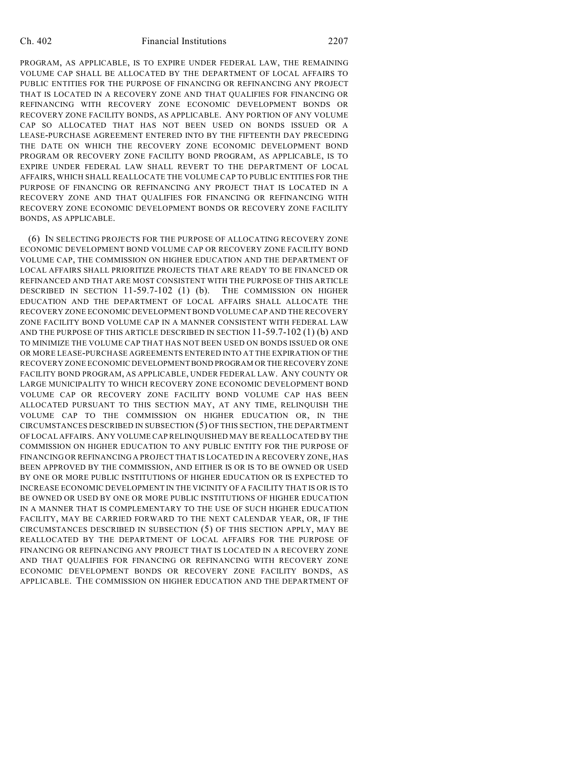PROGRAM, AS APPLICABLE, IS TO EXPIRE UNDER FEDERAL LAW, THE REMAINING VOLUME CAP SHALL BE ALLOCATED BY THE DEPARTMENT OF LOCAL AFFAIRS TO PUBLIC ENTITIES FOR THE PURPOSE OF FINANCING OR REFINANCING ANY PROJECT THAT IS LOCATED IN A RECOVERY ZONE AND THAT QUALIFIES FOR FINANCING OR REFINANCING WITH RECOVERY ZONE ECONOMIC DEVELOPMENT BONDS OR RECOVERY ZONE FACILITY BONDS, AS APPLICABLE. ANY PORTION OF ANY VOLUME CAP SO ALLOCATED THAT HAS NOT BEEN USED ON BONDS ISSUED OR A LEASE-PURCHASE AGREEMENT ENTERED INTO BY THE FIFTEENTH DAY PRECEDING THE DATE ON WHICH THE RECOVERY ZONE ECONOMIC DEVELOPMENT BOND PROGRAM OR RECOVERY ZONE FACILITY BOND PROGRAM, AS APPLICABLE, IS TO EXPIRE UNDER FEDERAL LAW SHALL REVERT TO THE DEPARTMENT OF LOCAL AFFAIRS, WHICH SHALL REALLOCATE THE VOLUME CAP TO PUBLIC ENTITIES FOR THE PURPOSE OF FINANCING OR REFINANCING ANY PROJECT THAT IS LOCATED IN A RECOVERY ZONE AND THAT QUALIFIES FOR FINANCING OR REFINANCING WITH RECOVERY ZONE ECONOMIC DEVELOPMENT BONDS OR RECOVERY ZONE FACILITY BONDS, AS APPLICABLE.

(6) IN SELECTING PROJECTS FOR THE PURPOSE OF ALLOCATING RECOVERY ZONE ECONOMIC DEVELOPMENT BOND VOLUME CAP OR RECOVERY ZONE FACILITY BOND VOLUME CAP, THE COMMISSION ON HIGHER EDUCATION AND THE DEPARTMENT OF LOCAL AFFAIRS SHALL PRIORITIZE PROJECTS THAT ARE READY TO BE FINANCED OR REFINANCED AND THAT ARE MOST CONSISTENT WITH THE PURPOSE OF THIS ARTICLE DESCRIBED IN SECTION 11-59.7-102 (1) (b). THE COMMISSION ON HIGHER EDUCATION AND THE DEPARTMENT OF LOCAL AFFAIRS SHALL ALLOCATE THE RECOVERY ZONE ECONOMIC DEVELOPMENT BOND VOLUME CAP AND THE RECOVERY ZONE FACILITY BOND VOLUME CAP IN A MANNER CONSISTENT WITH FEDERAL LAW AND THE PURPOSE OF THIS ARTICLE DESCRIBED IN SECTION 11-59.7-102 (1) (b) AND TO MINIMIZE THE VOLUME CAP THAT HAS NOT BEEN USED ON BONDS ISSUED OR ONE OR MORE LEASE-PURCHASE AGREEMENTS ENTERED INTO AT THE EXPIRATION OF THE RECOVERY ZONE ECONOMIC DEVELOPMENT BOND PROGRAM OR THE RECOVERY ZONE FACILITY BOND PROGRAM, AS APPLICABLE, UNDER FEDERAL LAW. ANY COUNTY OR LARGE MUNICIPALITY TO WHICH RECOVERY ZONE ECONOMIC DEVELOPMENT BOND VOLUME CAP OR RECOVERY ZONE FACILITY BOND VOLUME CAP HAS BEEN ALLOCATED PURSUANT TO THIS SECTION MAY, AT ANY TIME, RELINQUISH THE VOLUME CAP TO THE COMMISSION ON HIGHER EDUCATION OR, IN THE CIRCUMSTANCES DESCRIBED IN SUBSECTION (5) OF THIS SECTION, THE DEPARTMENT OF LOCAL AFFAIRS. ANY VOLUME CAP RELINQUISHED MAY BE REALLOCATED BY THE COMMISSION ON HIGHER EDUCATION TO ANY PUBLIC ENTITY FOR THE PURPOSE OF FINANCING OR REFINANCING A PROJECT THAT IS LOCATED IN A RECOVERY ZONE, HAS BEEN APPROVED BY THE COMMISSION, AND EITHER IS OR IS TO BE OWNED OR USED BY ONE OR MORE PUBLIC INSTITUTIONS OF HIGHER EDUCATION OR IS EXPECTED TO INCREASE ECONOMIC DEVELOPMENT IN THE VICINITY OF A FACILITY THAT IS OR IS TO BE OWNED OR USED BY ONE OR MORE PUBLIC INSTITUTIONS OF HIGHER EDUCATION IN A MANNER THAT IS COMPLEMENTARY TO THE USE OF SUCH HIGHER EDUCATION FACILITY, MAY BE CARRIED FORWARD TO THE NEXT CALENDAR YEAR, OR, IF THE CIRCUMSTANCES DESCRIBED IN SUBSECTION (5) OF THIS SECTION APPLY, MAY BE REALLOCATED BY THE DEPARTMENT OF LOCAL AFFAIRS FOR THE PURPOSE OF FINANCING OR REFINANCING ANY PROJECT THAT IS LOCATED IN A RECOVERY ZONE AND THAT QUALIFIES FOR FINANCING OR REFINANCING WITH RECOVERY ZONE ECONOMIC DEVELOPMENT BONDS OR RECOVERY ZONE FACILITY BONDS, AS APPLICABLE. THE COMMISSION ON HIGHER EDUCATION AND THE DEPARTMENT OF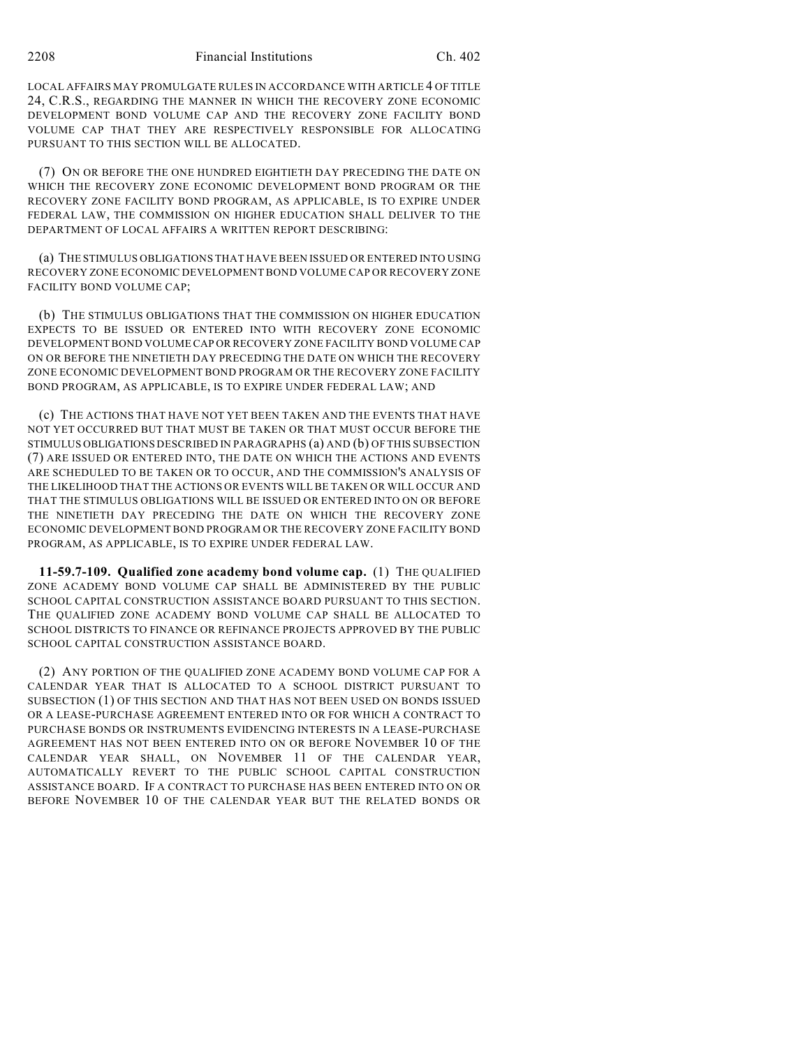LOCAL AFFAIRS MAY PROMULGATE RULES IN ACCORDANCE WITH ARTICLE 4 OF TITLE 24, C.R.S., REGARDING THE MANNER IN WHICH THE RECOVERY ZONE ECONOMIC DEVELOPMENT BOND VOLUME CAP AND THE RECOVERY ZONE FACILITY BOND VOLUME CAP THAT THEY ARE RESPECTIVELY RESPONSIBLE FOR ALLOCATING PURSUANT TO THIS SECTION WILL BE ALLOCATED.

(7) ON OR BEFORE THE ONE HUNDRED EIGHTIETH DAY PRECEDING THE DATE ON WHICH THE RECOVERY ZONE ECONOMIC DEVELOPMENT BOND PROGRAM OR THE RECOVERY ZONE FACILITY BOND PROGRAM, AS APPLICABLE, IS TO EXPIRE UNDER FEDERAL LAW, THE COMMISSION ON HIGHER EDUCATION SHALL DELIVER TO THE DEPARTMENT OF LOCAL AFFAIRS A WRITTEN REPORT DESCRIBING:

(a) THE STIMULUS OBLIGATIONS THAT HAVE BEEN ISSUED OR ENTERED INTO USING RECOVERY ZONE ECONOMIC DEVELOPMENT BOND VOLUME CAP OR RECOVERY ZONE FACILITY BOND VOLUME CAP;

(b) THE STIMULUS OBLIGATIONS THAT THE COMMISSION ON HIGHER EDUCATION EXPECTS TO BE ISSUED OR ENTERED INTO WITH RECOVERY ZONE ECONOMIC DEVELOPMENT BOND VOLUME CAP OR RECOVERY ZONE FACILITY BOND VOLUME CAP ON OR BEFORE THE NINETIETH DAY PRECEDING THE DATE ON WHICH THE RECOVERY ZONE ECONOMIC DEVELOPMENT BOND PROGRAM OR THE RECOVERY ZONE FACILITY BOND PROGRAM, AS APPLICABLE, IS TO EXPIRE UNDER FEDERAL LAW; AND

(c) THE ACTIONS THAT HAVE NOT YET BEEN TAKEN AND THE EVENTS THAT HAVE NOT YET OCCURRED BUT THAT MUST BE TAKEN OR THAT MUST OCCUR BEFORE THE STIMULUS OBLIGATIONS DESCRIBED IN PARAGRAPHS (a) AND (b) OF THIS SUBSECTION (7) ARE ISSUED OR ENTERED INTO, THE DATE ON WHICH THE ACTIONS AND EVENTS ARE SCHEDULED TO BE TAKEN OR TO OCCUR, AND THE COMMISSION'S ANALYSIS OF THE LIKELIHOOD THAT THE ACTIONS OR EVENTS WILL BE TAKEN OR WILL OCCUR AND THAT THE STIMULUS OBLIGATIONS WILL BE ISSUED OR ENTERED INTO ON OR BEFORE THE NINETIETH DAY PRECEDING THE DATE ON WHICH THE RECOVERY ZONE ECONOMIC DEVELOPMENT BOND PROGRAM OR THE RECOVERY ZONE FACILITY BOND PROGRAM, AS APPLICABLE, IS TO EXPIRE UNDER FEDERAL LAW.

**11-59.7-109. Qualified zone academy bond volume cap.** (1) THE QUALIFIED ZONE ACADEMY BOND VOLUME CAP SHALL BE ADMINISTERED BY THE PUBLIC SCHOOL CAPITAL CONSTRUCTION ASSISTANCE BOARD PURSUANT TO THIS SECTION. THE QUALIFIED ZONE ACADEMY BOND VOLUME CAP SHALL BE ALLOCATED TO SCHOOL DISTRICTS TO FINANCE OR REFINANCE PROJECTS APPROVED BY THE PUBLIC SCHOOL CAPITAL CONSTRUCTION ASSISTANCE BOARD.

(2) ANY PORTION OF THE QUALIFIED ZONE ACADEMY BOND VOLUME CAP FOR A CALENDAR YEAR THAT IS ALLOCATED TO A SCHOOL DISTRICT PURSUANT TO SUBSECTION (1) OF THIS SECTION AND THAT HAS NOT BEEN USED ON BONDS ISSUED OR A LEASE-PURCHASE AGREEMENT ENTERED INTO OR FOR WHICH A CONTRACT TO PURCHASE BONDS OR INSTRUMENTS EVIDENCING INTERESTS IN A LEASE-PURCHASE AGREEMENT HAS NOT BEEN ENTERED INTO ON OR BEFORE NOVEMBER 10 OF THE CALENDAR YEAR SHALL, ON NOVEMBER 11 OF THE CALENDAR YEAR, AUTOMATICALLY REVERT TO THE PUBLIC SCHOOL CAPITAL CONSTRUCTION ASSISTANCE BOARD. IF A CONTRACT TO PURCHASE HAS BEEN ENTERED INTO ON OR BEFORE NOVEMBER 10 OF THE CALENDAR YEAR BUT THE RELATED BONDS OR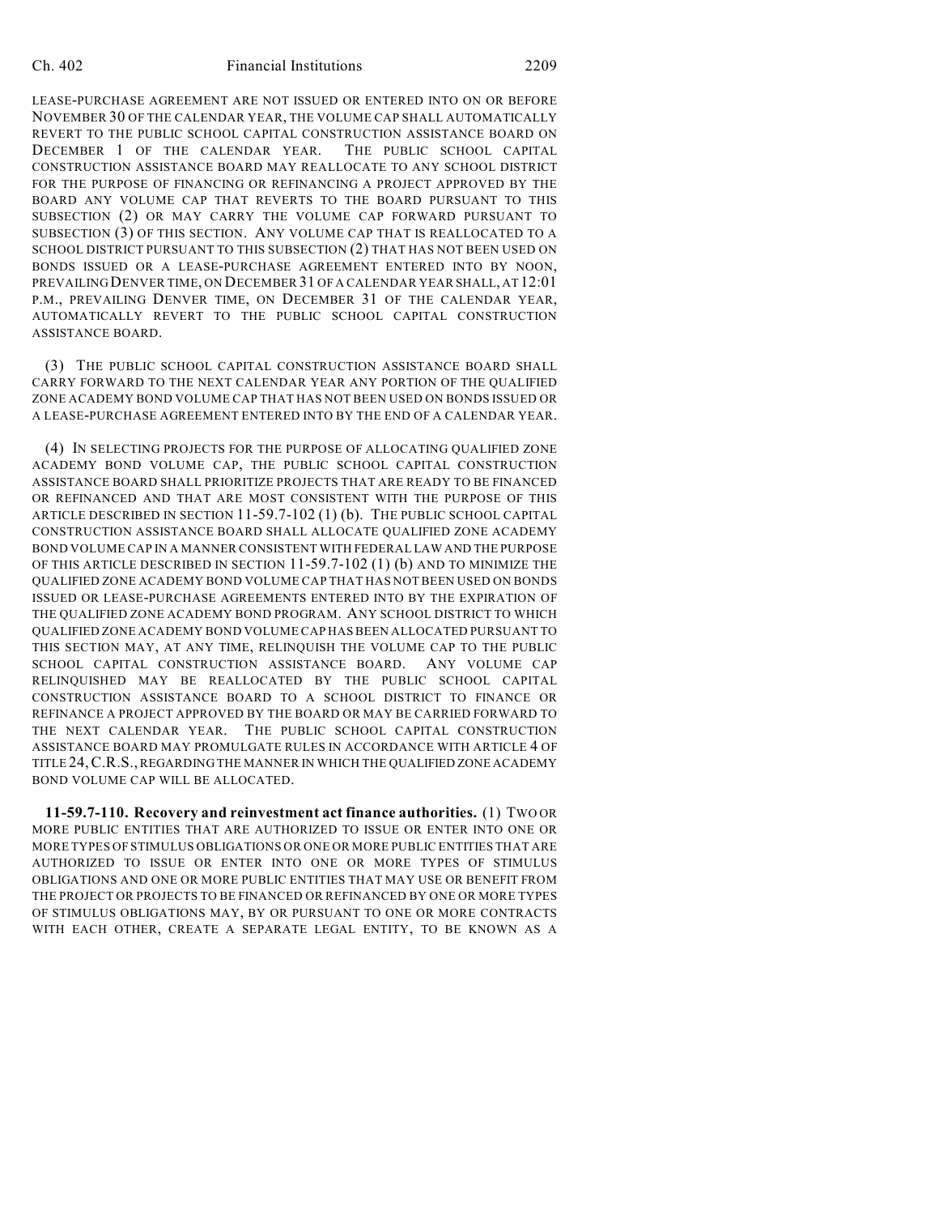LEASE-PURCHASE AGREEMENT ARE NOT ISSUED OR ENTERED INTO ON OR BEFORE NOVEMBER 30 OF THE CALENDAR YEAR, THE VOLUME CAP SHALL AUTOMATICALLY REVERT TO THE PUBLIC SCHOOL CAPITAL CONSTRUCTION ASSISTANCE BOARD ON DECEMBER 1 OF THE CALENDAR YEAR. THE PUBLIC SCHOOL CAPITAL CONSTRUCTION ASSISTANCE BOARD MAY REALLOCATE TO ANY SCHOOL DISTRICT FOR THE PURPOSE OF FINANCING OR REFINANCING A PROJECT APPROVED BY THE BOARD ANY VOLUME CAP THAT REVERTS TO THE BOARD PURSUANT TO THIS SUBSECTION (2) OR MAY CARRY THE VOLUME CAP FORWARD PURSUANT TO SUBSECTION (3) OF THIS SECTION. ANY VOLUME CAP THAT IS REALLOCATED TO A SCHOOL DISTRICT PURSUANT TO THIS SUBSECTION (2) THAT HAS NOT BEEN USED ON BONDS ISSUED OR A LEASE-PURCHASE AGREEMENT ENTERED INTO BY NOON, PREVAILING DENVER TIME, ON DECEMBER 31 OF A CALENDAR YEAR SHALL, AT 12:01 P.M., PREVAILING DENVER TIME, ON DECEMBER 31 OF THE CALENDAR YEAR, AUTOMATICALLY REVERT TO THE PUBLIC SCHOOL CAPITAL CONSTRUCTION ASSISTANCE BOARD.

(3) THE PUBLIC SCHOOL CAPITAL CONSTRUCTION ASSISTANCE BOARD SHALL CARRY FORWARD TO THE NEXT CALENDAR YEAR ANY PORTION OF THE QUALIFIED ZONE ACADEMY BOND VOLUME CAP THAT HAS NOT BEEN USED ON BONDS ISSUED OR A LEASE-PURCHASE AGREEMENT ENTERED INTO BY THE END OF A CALENDAR YEAR.

(4) IN SELECTING PROJECTS FOR THE PURPOSE OF ALLOCATING QUALIFIED ZONE ACADEMY BOND VOLUME CAP, THE PUBLIC SCHOOL CAPITAL CONSTRUCTION ASSISTANCE BOARD SHALL PRIORITIZE PROJECTS THAT ARE READY TO BE FINANCED OR REFINANCED AND THAT ARE MOST CONSISTENT WITH THE PURPOSE OF THIS ARTICLE DESCRIBED IN SECTION 11-59.7-102 (1) (b). THE PUBLIC SCHOOL CAPITAL CONSTRUCTION ASSISTANCE BOARD SHALL ALLOCATE QUALIFIED ZONE ACADEMY BOND VOLUME CAP IN A MANNER CONSISTENT WITH FEDERAL LAW AND THE PURPOSE OF THIS ARTICLE DESCRIBED IN SECTION 11-59.7-102 (1) (b) AND TO MINIMIZE THE QUALIFIED ZONE ACADEMY BOND VOLUME CAP THAT HAS NOT BEEN USED ON BONDS ISSUED OR LEASE-PURCHASE AGREEMENTS ENTERED INTO BY THE EXPIRATION OF THE QUALIFIED ZONE ACADEMY BOND PROGRAM. ANY SCHOOL DISTRICT TO WHICH QUALIFIED ZONE ACADEMY BOND VOLUME CAP HAS BEEN ALLOCATED PURSUANT TO THIS SECTION MAY, AT ANY TIME, RELINQUISH THE VOLUME CAP TO THE PUBLIC SCHOOL CAPITAL CONSTRUCTION ASSISTANCE BOARD. ANY VOLUME CAP RELINQUISHED MAY BE REALLOCATED BY THE PUBLIC SCHOOL CAPITAL CONSTRUCTION ASSISTANCE BOARD TO A SCHOOL DISTRICT TO FINANCE OR REFINANCE A PROJECT APPROVED BY THE BOARD OR MAY BE CARRIED FORWARD TO THE NEXT CALENDAR YEAR. THE PUBLIC SCHOOL CAPITAL CONSTRUCTION ASSISTANCE BOARD MAY PROMULGATE RULES IN ACCORDANCE WITH ARTICLE 4 OF TITLE 24, C.R.S., REGARDING THE MANNER IN WHICH THE QUALIFIED ZONE ACADEMY BOND VOLUME CAP WILL BE ALLOCATED.

**11-59.7-110. Recovery and reinvestment act finance authorities.** (1) TWO OR MORE PUBLIC ENTITIES THAT ARE AUTHORIZED TO ISSUE OR ENTER INTO ONE OR MORE TYPES OF STIMULUS OBLIGATIONS OR ONE OR MORE PUBLIC ENTITIES THAT ARE AUTHORIZED TO ISSUE OR ENTER INTO ONE OR MORE TYPES OF STIMULUS OBLIGATIONS AND ONE OR MORE PUBLIC ENTITIES THAT MAY USE OR BENEFIT FROM THE PROJECT OR PROJECTS TO BE FINANCED OR REFINANCED BY ONE OR MORE TYPES OF STIMULUS OBLIGATIONS MAY, BY OR PURSUANT TO ONE OR MORE CONTRACTS WITH EACH OTHER, CREATE A SEPARATE LEGAL ENTITY, TO BE KNOWN AS A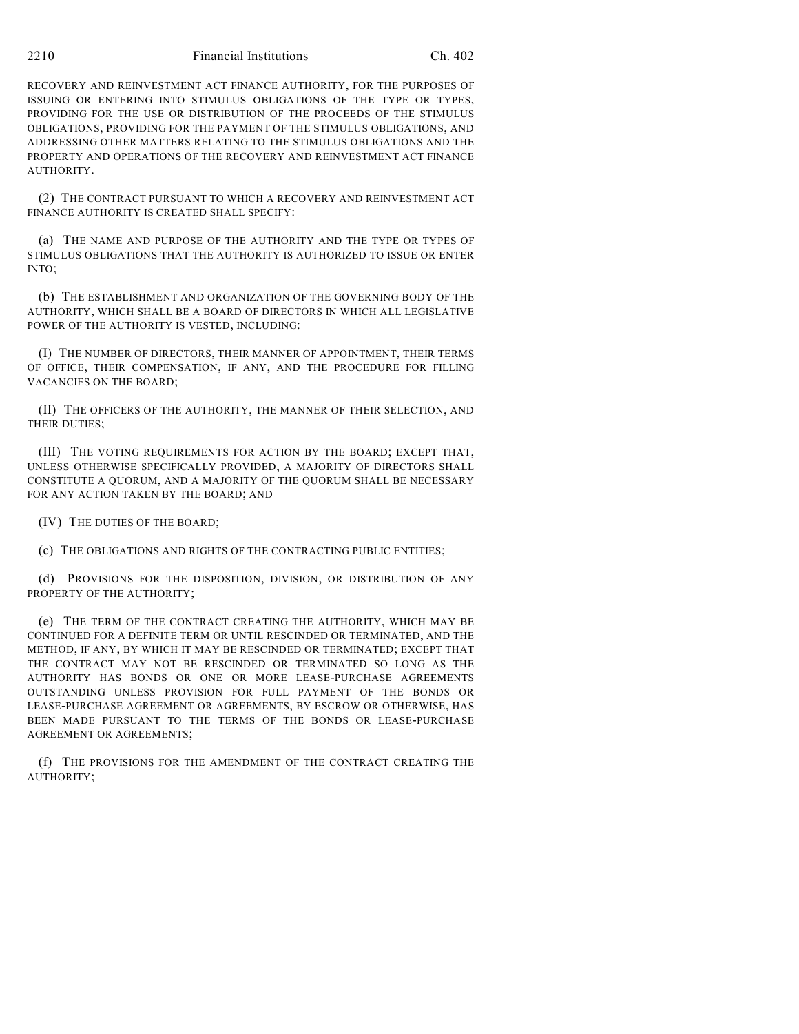RECOVERY AND REINVESTMENT ACT FINANCE AUTHORITY, FOR THE PURPOSES OF ISSUING OR ENTERING INTO STIMULUS OBLIGATIONS OF THE TYPE OR TYPES, PROVIDING FOR THE USE OR DISTRIBUTION OF THE PROCEEDS OF THE STIMULUS OBLIGATIONS, PROVIDING FOR THE PAYMENT OF THE STIMULUS OBLIGATIONS, AND ADDRESSING OTHER MATTERS RELATING TO THE STIMULUS OBLIGATIONS AND THE PROPERTY AND OPERATIONS OF THE RECOVERY AND REINVESTMENT ACT FINANCE AUTHORITY.

(2) THE CONTRACT PURSUANT TO WHICH A RECOVERY AND REINVESTMENT ACT FINANCE AUTHORITY IS CREATED SHALL SPECIFY:

(a) THE NAME AND PURPOSE OF THE AUTHORITY AND THE TYPE OR TYPES OF STIMULUS OBLIGATIONS THAT THE AUTHORITY IS AUTHORIZED TO ISSUE OR ENTER INTO;

(b) THE ESTABLISHMENT AND ORGANIZATION OF THE GOVERNING BODY OF THE AUTHORITY, WHICH SHALL BE A BOARD OF DIRECTORS IN WHICH ALL LEGISLATIVE POWER OF THE AUTHORITY IS VESTED, INCLUDING:

(I) THE NUMBER OF DIRECTORS, THEIR MANNER OF APPOINTMENT, THEIR TERMS OF OFFICE, THEIR COMPENSATION, IF ANY, AND THE PROCEDURE FOR FILLING VACANCIES ON THE BOARD;

(II) THE OFFICERS OF THE AUTHORITY, THE MANNER OF THEIR SELECTION, AND THEIR DUTIES;

(III) THE VOTING REQUIREMENTS FOR ACTION BY THE BOARD; EXCEPT THAT, UNLESS OTHERWISE SPECIFICALLY PROVIDED, A MAJORITY OF DIRECTORS SHALL CONSTITUTE A QUORUM, AND A MAJORITY OF THE QUORUM SHALL BE NECESSARY FOR ANY ACTION TAKEN BY THE BOARD; AND

(IV) THE DUTIES OF THE BOARD;

(c) THE OBLIGATIONS AND RIGHTS OF THE CONTRACTING PUBLIC ENTITIES;

(d) PROVISIONS FOR THE DISPOSITION, DIVISION, OR DISTRIBUTION OF ANY PROPERTY OF THE AUTHORITY;

(e) THE TERM OF THE CONTRACT CREATING THE AUTHORITY, WHICH MAY BE CONTINUED FOR A DEFINITE TERM OR UNTIL RESCINDED OR TERMINATED, AND THE METHOD, IF ANY, BY WHICH IT MAY BE RESCINDED OR TERMINATED; EXCEPT THAT THE CONTRACT MAY NOT BE RESCINDED OR TERMINATED SO LONG AS THE AUTHORITY HAS BONDS OR ONE OR MORE LEASE-PURCHASE AGREEMENTS OUTSTANDING UNLESS PROVISION FOR FULL PAYMENT OF THE BONDS OR LEASE-PURCHASE AGREEMENT OR AGREEMENTS, BY ESCROW OR OTHERWISE, HAS BEEN MADE PURSUANT TO THE TERMS OF THE BONDS OR LEASE-PURCHASE AGREEMENT OR AGREEMENTS;

(f) THE PROVISIONS FOR THE AMENDMENT OF THE CONTRACT CREATING THE AUTHORITY;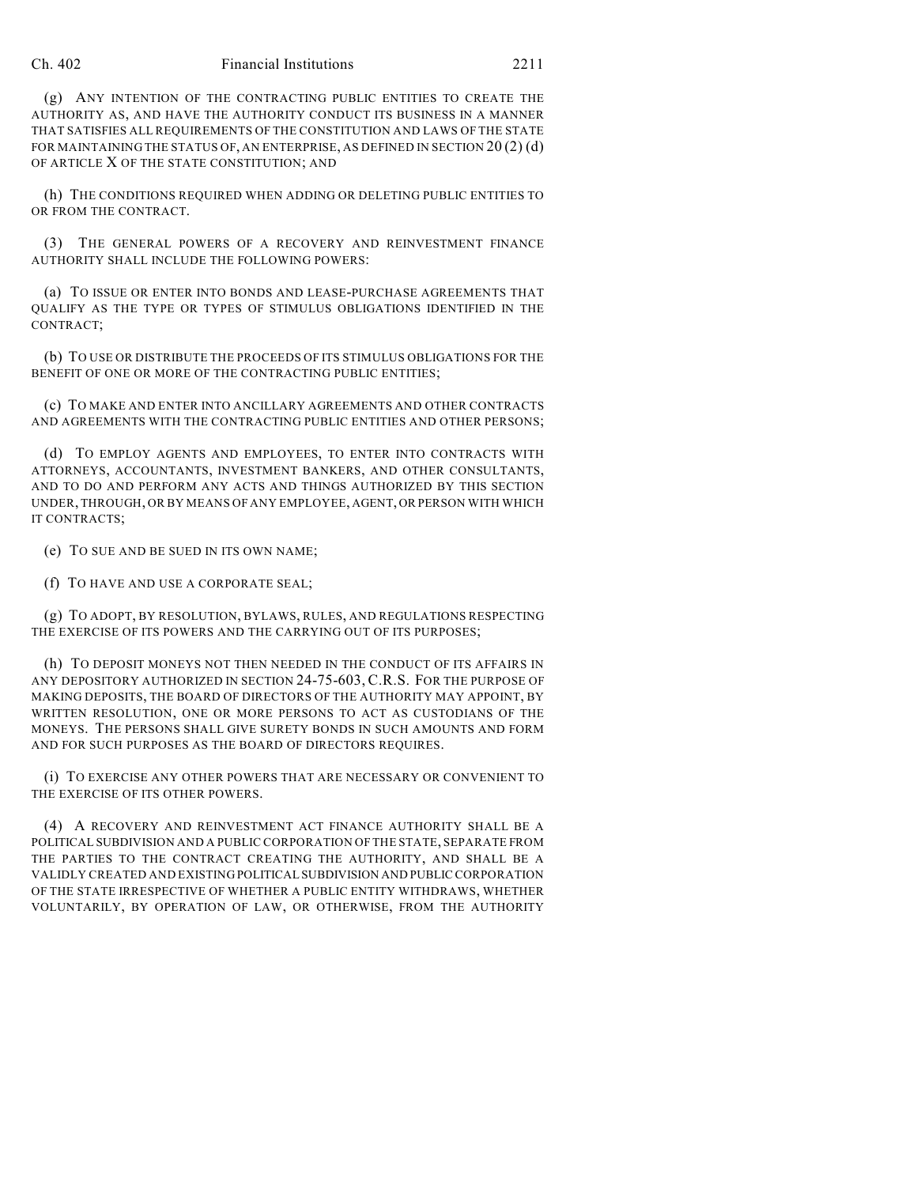(g) ANY INTENTION OF THE CONTRACTING PUBLIC ENTITIES TO CREATE THE AUTHORITY AS, AND HAVE THE AUTHORITY CONDUCT ITS BUSINESS IN A MANNER THAT SATISFIES ALL REQUIREMENTS OF THE CONSTITUTION AND LAWS OF THE STATE FOR MAINTAINING THE STATUS OF, AN ENTERPRISE, AS DEFINED IN SECTION 20 (2) (d) OF ARTICLE X OF THE STATE CONSTITUTION; AND

(h) THE CONDITIONS REQUIRED WHEN ADDING OR DELETING PUBLIC ENTITIES TO OR FROM THE CONTRACT.

(3) THE GENERAL POWERS OF A RECOVERY AND REINVESTMENT FINANCE AUTHORITY SHALL INCLUDE THE FOLLOWING POWERS:

(a) TO ISSUE OR ENTER INTO BONDS AND LEASE-PURCHASE AGREEMENTS THAT QUALIFY AS THE TYPE OR TYPES OF STIMULUS OBLIGATIONS IDENTIFIED IN THE CONTRACT;

(b) TO USE OR DISTRIBUTE THE PROCEEDS OF ITS STIMULUS OBLIGATIONS FOR THE BENEFIT OF ONE OR MORE OF THE CONTRACTING PUBLIC ENTITIES;

(c) TO MAKE AND ENTER INTO ANCILLARY AGREEMENTS AND OTHER CONTRACTS AND AGREEMENTS WITH THE CONTRACTING PUBLIC ENTITIES AND OTHER PERSONS;

(d) TO EMPLOY AGENTS AND EMPLOYEES, TO ENTER INTO CONTRACTS WITH ATTORNEYS, ACCOUNTANTS, INVESTMENT BANKERS, AND OTHER CONSULTANTS, AND TO DO AND PERFORM ANY ACTS AND THINGS AUTHORIZED BY THIS SECTION UNDER, THROUGH, OR BY MEANS OF ANY EMPLOYEE, AGENT, OR PERSON WITH WHICH IT CONTRACTS;

(e) TO SUE AND BE SUED IN ITS OWN NAME;

(f) TO HAVE AND USE A CORPORATE SEAL;

(g) TO ADOPT, BY RESOLUTION, BYLAWS, RULES, AND REGULATIONS RESPECTING THE EXERCISE OF ITS POWERS AND THE CARRYING OUT OF ITS PURPOSES;

(h) TO DEPOSIT MONEYS NOT THEN NEEDED IN THE CONDUCT OF ITS AFFAIRS IN ANY DEPOSITORY AUTHORIZED IN SECTION 24-75-603, C.R.S. FOR THE PURPOSE OF MAKING DEPOSITS, THE BOARD OF DIRECTORS OF THE AUTHORITY MAY APPOINT, BY WRITTEN RESOLUTION, ONE OR MORE PERSONS TO ACT AS CUSTODIANS OF THE MONEYS. THE PERSONS SHALL GIVE SURETY BONDS IN SUCH AMOUNTS AND FORM AND FOR SUCH PURPOSES AS THE BOARD OF DIRECTORS REQUIRES.

(i) TO EXERCISE ANY OTHER POWERS THAT ARE NECESSARY OR CONVENIENT TO THE EXERCISE OF ITS OTHER POWERS.

(4) A RECOVERY AND REINVESTMENT ACT FINANCE AUTHORITY SHALL BE A POLITICAL SUBDIVISION AND A PUBLIC CORPORATION OF THE STATE, SEPARATE FROM THE PARTIES TO THE CONTRACT CREATING THE AUTHORITY, AND SHALL BE A VALIDLY CREATED AND EXISTING POLITICAL SUBDIVISION AND PUBLIC CORPORATION OF THE STATE IRRESPECTIVE OF WHETHER A PUBLIC ENTITY WITHDRAWS, WHETHER VOLUNTARILY, BY OPERATION OF LAW, OR OTHERWISE, FROM THE AUTHORITY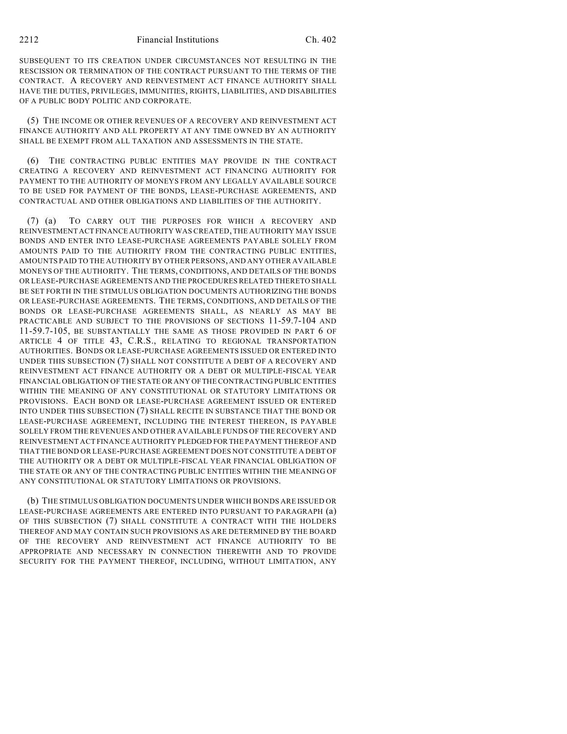SUBSEQUENT TO ITS CREATION UNDER CIRCUMSTANCES NOT RESULTING IN THE RESCISSION OR TERMINATION OF THE CONTRACT PURSUANT TO THE TERMS OF THE CONTRACT. A RECOVERY AND REINVESTMENT ACT FINANCE AUTHORITY SHALL HAVE THE DUTIES, PRIVILEGES, IMMUNITIES, RIGHTS, LIABILITIES, AND DISABILITIES OF A PUBLIC BODY POLITIC AND CORPORATE.

(5) THE INCOME OR OTHER REVENUES OF A RECOVERY AND REINVESTMENT ACT FINANCE AUTHORITY AND ALL PROPERTY AT ANY TIME OWNED BY AN AUTHORITY SHALL BE EXEMPT FROM ALL TAXATION AND ASSESSMENTS IN THE STATE.

(6) THE CONTRACTING PUBLIC ENTITIES MAY PROVIDE IN THE CONTRACT CREATING A RECOVERY AND REINVESTMENT ACT FINANCING AUTHORITY FOR PAYMENT TO THE AUTHORITY OF MONEYS FROM ANY LEGALLY AVAILABLE SOURCE TO BE USED FOR PAYMENT OF THE BONDS, LEASE-PURCHASE AGREEMENTS, AND CONTRACTUAL AND OTHER OBLIGATIONS AND LIABILITIES OF THE AUTHORITY.

(7) (a) TO CARRY OUT THE PURPOSES FOR WHICH A RECOVERY AND REINVESTMENT ACT FINANCE AUTHORITY WAS CREATED, THE AUTHORITY MAY ISSUE BONDS AND ENTER INTO LEASE-PURCHASE AGREEMENTS PAYABLE SOLELY FROM AMOUNTS PAID TO THE AUTHORITY FROM THE CONTRACTING PUBLIC ENTITIES, AMOUNTS PAID TO THE AUTHORITY BY OTHER PERSONS, AND ANY OTHER AVAILABLE MONEYS OF THE AUTHORITY. THE TERMS, CONDITIONS, AND DETAILS OF THE BONDS OR LEASE-PURCHASE AGREEMENTS AND THE PROCEDURES RELATED THERETO SHALL BE SET FORTH IN THE STIMULUS OBLIGATION DOCUMENTS AUTHORIZING THE BONDS OR LEASE-PURCHASE AGREEMENTS. THE TERMS, CONDITIONS, AND DETAILS OF THE BONDS OR LEASE-PURCHASE AGREEMENTS SHALL, AS NEARLY AS MAY BE PRACTICABLE AND SUBJECT TO THE PROVISIONS OF SECTIONS 11-59.7-104 AND 11-59.7-105, BE SUBSTANTIALLY THE SAME AS THOSE PROVIDED IN PART 6 OF ARTICLE 4 OF TITLE 43, C.R.S., RELATING TO REGIONAL TRANSPORTATION AUTHORITIES. BONDS OR LEASE-PURCHASE AGREEMENTS ISSUED OR ENTERED INTO UNDER THIS SUBSECTION (7) SHALL NOT CONSTITUTE A DEBT OF A RECOVERY AND REINVESTMENT ACT FINANCE AUTHORITY OR A DEBT OR MULTIPLE-FISCAL YEAR FINANCIAL OBLIGATION OF THE STATE OR ANY OF THE CONTRACTING PUBLIC ENTITIES WITHIN THE MEANING OF ANY CONSTITUTIONAL OR STATUTORY LIMITATIONS OR PROVISIONS. EACH BOND OR LEASE-PURCHASE AGREEMENT ISSUED OR ENTERED INTO UNDER THIS SUBSECTION (7) SHALL RECITE IN SUBSTANCE THAT THE BOND OR LEASE-PURCHASE AGREEMENT, INCLUDING THE INTEREST THEREON, IS PAYABLE SOLELY FROM THE REVENUES AND OTHER AVAILABLE FUNDS OF THE RECOVERY AND REINVESTMENT ACT FINANCE AUTHORITY PLEDGED FOR THE PAYMENT THEREOF AND THAT THE BOND OR LEASE-PURCHASE AGREEMENT DOES NOT CONSTITUTE A DEBT OF THE AUTHORITY OR A DEBT OR MULTIPLE-FISCAL YEAR FINANCIAL OBLIGATION OF THE STATE OR ANY OF THE CONTRACTING PUBLIC ENTITIES WITHIN THE MEANING OF ANY CONSTITUTIONAL OR STATUTORY LIMITATIONS OR PROVISIONS.

(b) THE STIMULUS OBLIGATION DOCUMENTS UNDER WHICH BONDS ARE ISSUED OR LEASE-PURCHASE AGREEMENTS ARE ENTERED INTO PURSUANT TO PARAGRAPH (a) OF THIS SUBSECTION (7) SHALL CONSTITUTE A CONTRACT WITH THE HOLDERS THEREOF AND MAY CONTAIN SUCH PROVISIONS AS ARE DETERMINED BY THE BOARD OF THE RECOVERY AND REINVESTMENT ACT FINANCE AUTHORITY TO BE APPROPRIATE AND NECESSARY IN CONNECTION THEREWITH AND TO PROVIDE SECURITY FOR THE PAYMENT THEREOF, INCLUDING, WITHOUT LIMITATION, ANY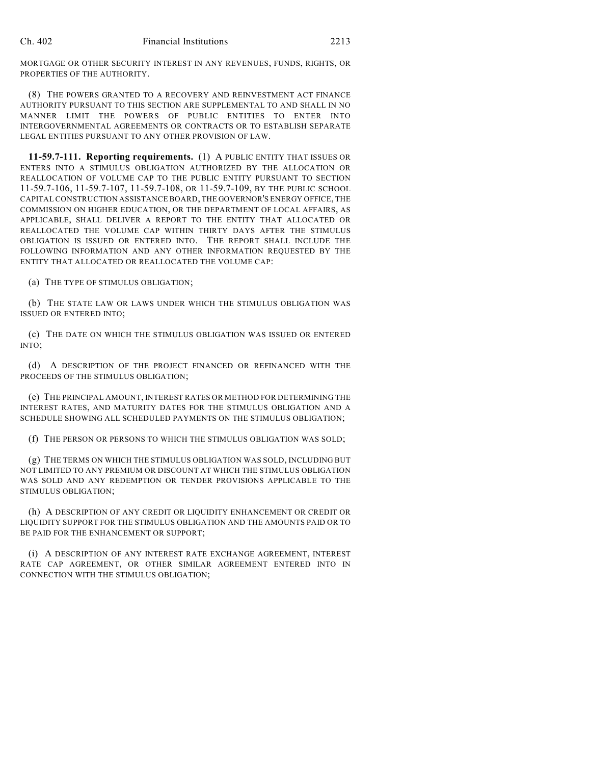MORTGAGE OR OTHER SECURITY INTEREST IN ANY REVENUES, FUNDS, RIGHTS, OR PROPERTIES OF THE AUTHORITY.

(8) THE POWERS GRANTED TO A RECOVERY AND REINVESTMENT ACT FINANCE AUTHORITY PURSUANT TO THIS SECTION ARE SUPPLEMENTAL TO AND SHALL IN NO MANNER LIMIT THE POWERS OF PUBLIC ENTITIES TO ENTER INTO INTERGOVERNMENTAL AGREEMENTS OR CONTRACTS OR TO ESTABLISH SEPARATE LEGAL ENTITIES PURSUANT TO ANY OTHER PROVISION OF LAW.

**11-59.7-111. Reporting requirements.** (1) A PUBLIC ENTITY THAT ISSUES OR ENTERS INTO A STIMULUS OBLIGATION AUTHORIZED BY THE ALLOCATION OR REALLOCATION OF VOLUME CAP TO THE PUBLIC ENTITY PURSUANT TO SECTION 11-59.7-106, 11-59.7-107, 11-59.7-108, OR 11-59.7-109, BY THE PUBLIC SCHOOL CAPITAL CONSTRUCTION ASSISTANCE BOARD, THE GOVERNOR'S ENERGY OFFICE, THE COMMISSION ON HIGHER EDUCATION, OR THE DEPARTMENT OF LOCAL AFFAIRS, AS APPLICABLE, SHALL DELIVER A REPORT TO THE ENTITY THAT ALLOCATED OR REALLOCATED THE VOLUME CAP WITHIN THIRTY DAYS AFTER THE STIMULUS OBLIGATION IS ISSUED OR ENTERED INTO. THE REPORT SHALL INCLUDE THE FOLLOWING INFORMATION AND ANY OTHER INFORMATION REQUESTED BY THE ENTITY THAT ALLOCATED OR REALLOCATED THE VOLUME CAP:

(a) THE TYPE OF STIMULUS OBLIGATION;

(b) THE STATE LAW OR LAWS UNDER WHICH THE STIMULUS OBLIGATION WAS ISSUED OR ENTERED INTO;

(c) THE DATE ON WHICH THE STIMULUS OBLIGATION WAS ISSUED OR ENTERED INTO;

(d) A DESCRIPTION OF THE PROJECT FINANCED OR REFINANCED WITH THE PROCEEDS OF THE STIMULUS OBLIGATION;

(e) THE PRINCIPAL AMOUNT, INTEREST RATES OR METHOD FOR DETERMINING THE INTEREST RATES, AND MATURITY DATES FOR THE STIMULUS OBLIGATION AND A SCHEDULE SHOWING ALL SCHEDULED PAYMENTS ON THE STIMULUS OBLIGATION;

(f) THE PERSON OR PERSONS TO WHICH THE STIMULUS OBLIGATION WAS SOLD;

(g) THE TERMS ON WHICH THE STIMULUS OBLIGATION WAS SOLD, INCLUDING BUT NOT LIMITED TO ANY PREMIUM OR DISCOUNT AT WHICH THE STIMULUS OBLIGATION WAS SOLD AND ANY REDEMPTION OR TENDER PROVISIONS APPLICABLE TO THE STIMULUS OBLIGATION;

(h) A DESCRIPTION OF ANY CREDIT OR LIQUIDITY ENHANCEMENT OR CREDIT OR LIQUIDITY SUPPORT FOR THE STIMULUS OBLIGATION AND THE AMOUNTS PAID OR TO BE PAID FOR THE ENHANCEMENT OR SUPPORT;

(i) A DESCRIPTION OF ANY INTEREST RATE EXCHANGE AGREEMENT, INTEREST RATE CAP AGREEMENT, OR OTHER SIMILAR AGREEMENT ENTERED INTO IN CONNECTION WITH THE STIMULUS OBLIGATION;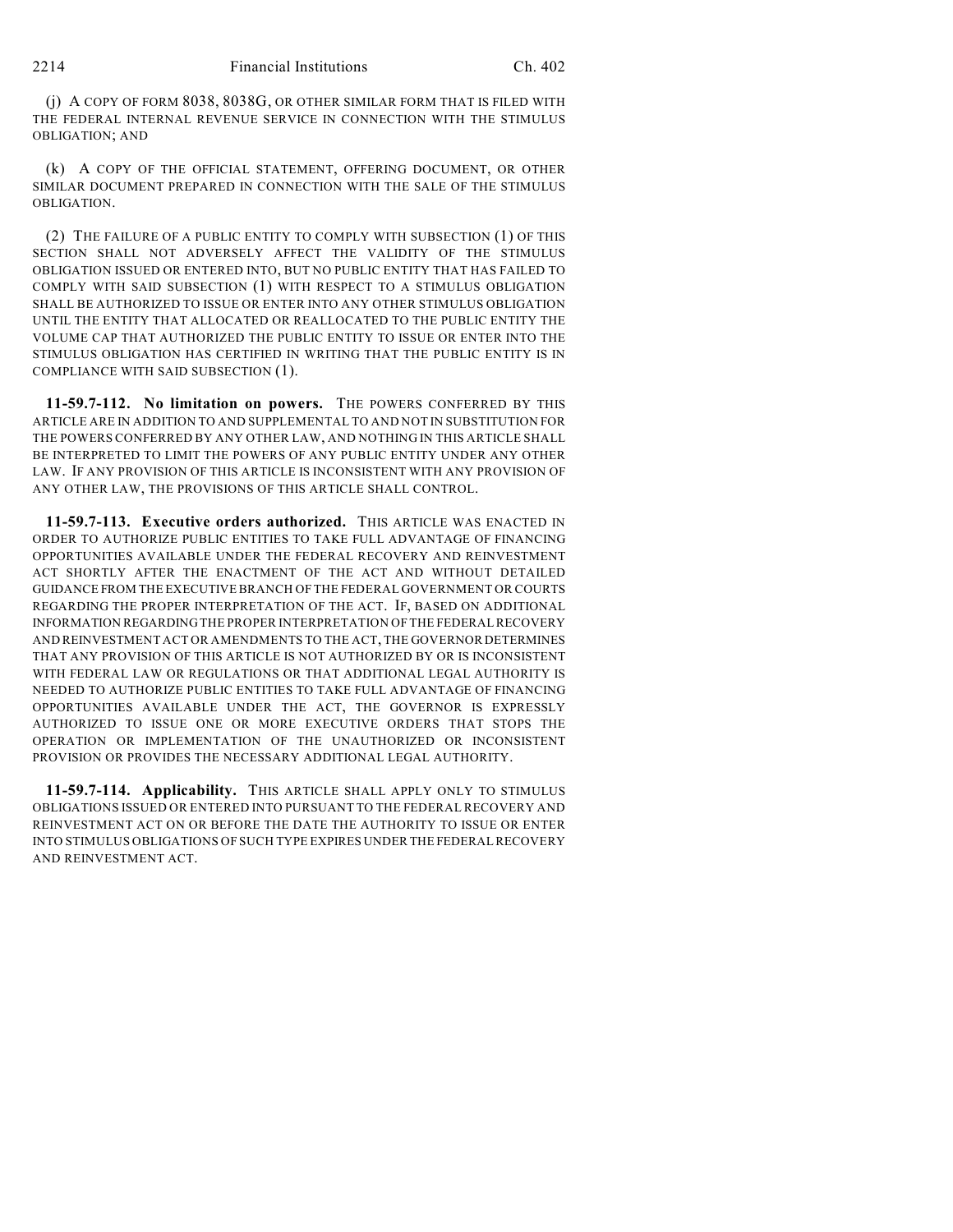(j) A COPY OF FORM 8038, 8038G, OR OTHER SIMILAR FORM THAT IS FILED WITH THE FEDERAL INTERNAL REVENUE SERVICE IN CONNECTION WITH THE STIMULUS OBLIGATION; AND

(k) A COPY OF THE OFFICIAL STATEMENT, OFFERING DOCUMENT, OR OTHER SIMILAR DOCUMENT PREPARED IN CONNECTION WITH THE SALE OF THE STIMULUS OBLIGATION.

(2) THE FAILURE OF A PUBLIC ENTITY TO COMPLY WITH SUBSECTION (1) OF THIS SECTION SHALL NOT ADVERSELY AFFECT THE VALIDITY OF THE STIMULUS OBLIGATION ISSUED OR ENTERED INTO, BUT NO PUBLIC ENTITY THAT HAS FAILED TO COMPLY WITH SAID SUBSECTION (1) WITH RESPECT TO A STIMULUS OBLIGATION SHALL BE AUTHORIZED TO ISSUE OR ENTER INTO ANY OTHER STIMULUS OBLIGATION UNTIL THE ENTITY THAT ALLOCATED OR REALLOCATED TO THE PUBLIC ENTITY THE VOLUME CAP THAT AUTHORIZED THE PUBLIC ENTITY TO ISSUE OR ENTER INTO THE STIMULUS OBLIGATION HAS CERTIFIED IN WRITING THAT THE PUBLIC ENTITY IS IN COMPLIANCE WITH SAID SUBSECTION (1).

**11-59.7-112. No limitation on powers.** THE POWERS CONFERRED BY THIS ARTICLE ARE IN ADDITION TO AND SUPPLEMENTAL TO AND NOT IN SUBSTITUTION FOR THE POWERS CONFERRED BY ANY OTHER LAW, AND NOTHING IN THIS ARTICLE SHALL BE INTERPRETED TO LIMIT THE POWERS OF ANY PUBLIC ENTITY UNDER ANY OTHER LAW. IF ANY PROVISION OF THIS ARTICLE IS INCONSISTENT WITH ANY PROVISION OF ANY OTHER LAW, THE PROVISIONS OF THIS ARTICLE SHALL CONTROL.

**11-59.7-113. Executive orders authorized.** THIS ARTICLE WAS ENACTED IN ORDER TO AUTHORIZE PUBLIC ENTITIES TO TAKE FULL ADVANTAGE OF FINANCING OPPORTUNITIES AVAILABLE UNDER THE FEDERAL RECOVERY AND REINVESTMENT ACT SHORTLY AFTER THE ENACTMENT OF THE ACT AND WITHOUT DETAILED GUIDANCE FROM THE EXECUTIVE BRANCH OF THE FEDERAL GOVERNMENT OR COURTS REGARDING THE PROPER INTERPRETATION OF THE ACT. IF, BASED ON ADDITIONAL INFORMATION REGARDING THE PROPER INTERPRETATION OF THE FEDERAL RECOVERY AND REINVESTMENT ACT OR AMENDMENTS TO THE ACT, THE GOVERNOR DETERMINES THAT ANY PROVISION OF THIS ARTICLE IS NOT AUTHORIZED BY OR IS INCONSISTENT WITH FEDERAL LAW OR REGULATIONS OR THAT ADDITIONAL LEGAL AUTHORITY IS NEEDED TO AUTHORIZE PUBLIC ENTITIES TO TAKE FULL ADVANTAGE OF FINANCING OPPORTUNITIES AVAILABLE UNDER THE ACT, THE GOVERNOR IS EXPRESSLY AUTHORIZED TO ISSUE ONE OR MORE EXECUTIVE ORDERS THAT STOPS THE OPERATION OR IMPLEMENTATION OF THE UNAUTHORIZED OR INCONSISTENT PROVISION OR PROVIDES THE NECESSARY ADDITIONAL LEGAL AUTHORITY.

**11-59.7-114. Applicability.** THIS ARTICLE SHALL APPLY ONLY TO STIMULUS OBLIGATIONS ISSUED OR ENTERED INTO PURSUANT TO THE FEDERAL RECOVERY AND REINVESTMENT ACT ON OR BEFORE THE DATE THE AUTHORITY TO ISSUE OR ENTER INTO STIMULUS OBLIGATIONS OF SUCH TYPE EXPIRES UNDER THE FEDERAL RECOVERY AND REINVESTMENT ACT.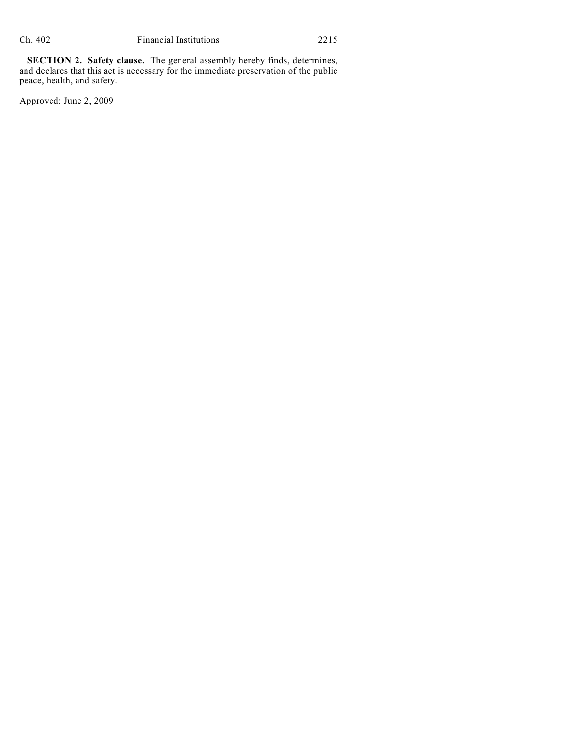**SECTION 2. Safety clause.** The general assembly hereby finds, determines, and declares that this act is necessary for the immediate preservation of the public peace, health, and safety.

Approved: June 2, 2009